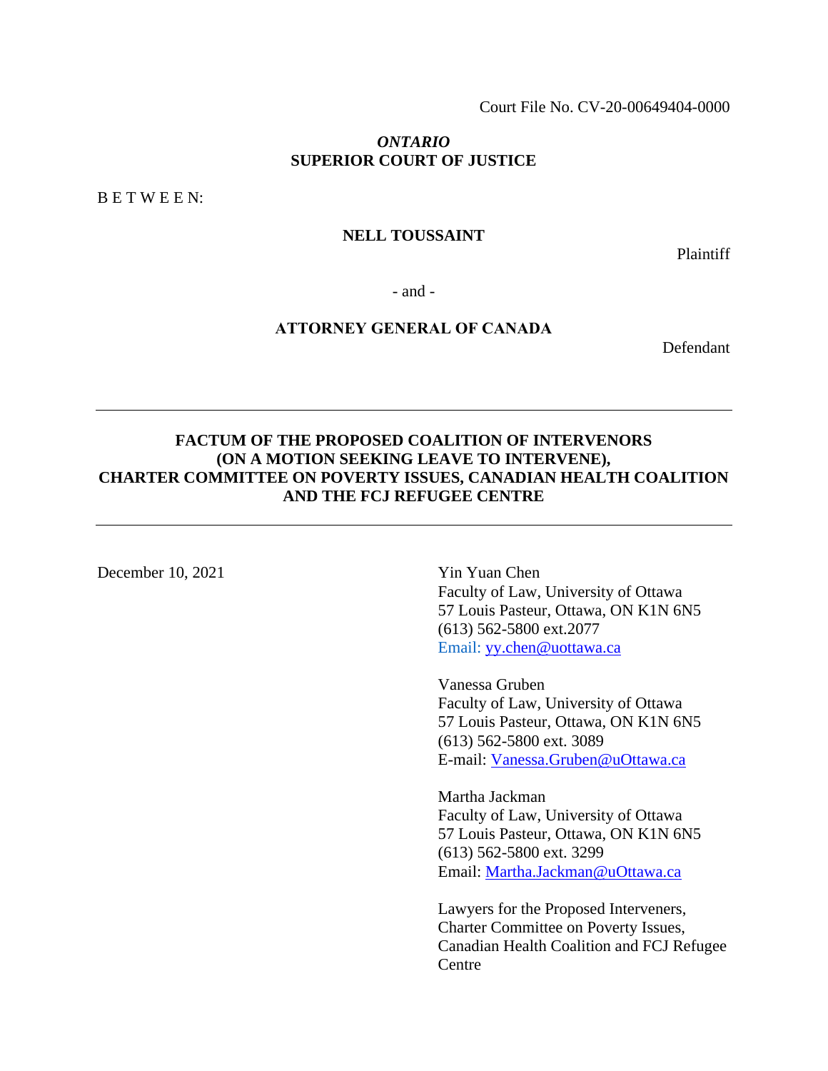Court File No. CV-20-00649404-0000

*ONTARIO*
**SUPERIOR COURT OF JUSTICE**

B E T W E E N:

**NELL TOUSSAINT**

Plaintiff

- and -

**ATTORNEY GENERAL OF CANADA**

Defendant

---

**FACTUM OF THE PROPOSED COALITION OF INTERVENORS (ON A MOTION SEEKING LEAVE TO INTERVENE), CHARTER COMMITTEE ON POVERTY ISSUES, CANADIAN HEALTH COALITION AND THE FCJ REFUGEE CENTRE**

---

December 10, 2021

Yin Yuan Chen
Faculty of Law, University of Ottawa
57 Louis Pasteur, Ottawa, ON K1N 6N5
(613) 562-5800 ext.2077
Email: yy.chen@uottawa.ca

Vanessa Gruben
Faculty of Law, University of Ottawa
57 Louis Pasteur, Ottawa, ON K1N 6N5
(613) 562-5800 ext. 3089
E-mail: Vanessa.Gruben@uOttawa.ca

Martha Jackman
Faculty of Law, University of Ottawa
57 Louis Pasteur, Ottawa, ON K1N 6N5
(613) 562-5800 ext. 3299
Email: Martha.Jackman@uOttawa.ca

Lawyers for the Proposed Interveners, Charter Committee on Poverty Issues, Canadian Health Coalition and FCJ Refugee Centre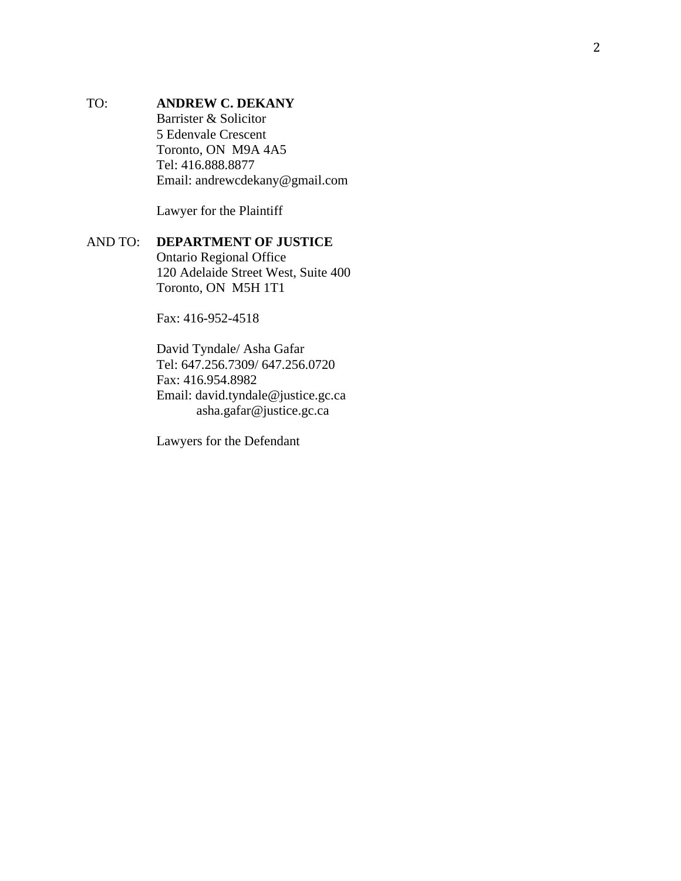TO: **ANDREW C. DEKANY**
Barrister & Solicitor
5 Edenvale Crescent
Toronto, ON M9A 4A5
Tel: 416.888.8877
Email: andrewcdekany@gmail.com

Lawyer for the Plaintiff

AND TO: **DEPARTMENT OF JUSTICE**
Ontario Regional Office
120 Adelaide Street West, Suite 400
Toronto, ON M5H 1T1

Fax: 416-952-4518

David Tyndale/ Asha Gafar
Tel: 647.256.7309/ 647.256.0720
Fax: 416.954.8982
Email: david.tyndale@justice.gc.ca
asha.gafar@justice.gc.ca

Lawyers for the Defendant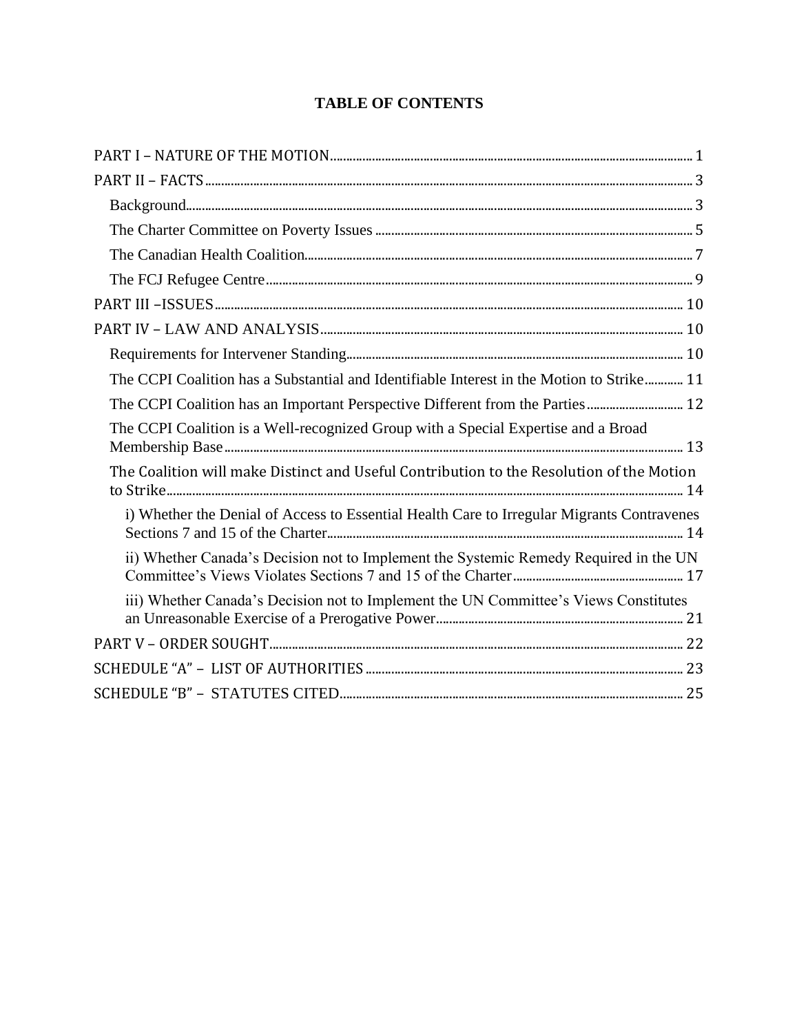# TABLE OF CONTENTS

PART I – NATURE OF THE MOTION ..... 1

PART II – FACTS ..... 3

- Background ..... 3
- The Charter Committee on Poverty Issues ..... 5
- The Canadian Health Coalition ..... 7
- The FCJ Refugee Centre ..... 9

PART III –ISSUES ..... 10

PART IV – LAW AND ANALYSIS ..... 10

- Requirements for Intervener Standing ..... 10
- The CCPI Coalition has a Substantial and Identifiable Interest in the Motion to Strike ..... 11
- The CCPI Coalition has an Important Perspective Different from the Parties ..... 12
- The CCPI Coalition is a Well-recognized Group with a Special Expertise and a Broad Membership Base ..... 13
- The Coalition will make Distinct and Useful Contribution to the Resolution of the Motion to Strike ..... 14
  - i) Whether the Denial of Access to Essential Health Care to Irregular Migrants Contravenes Sections 7 and 15 of the Charter ..... 14
  - ii) Whether Canada's Decision not to Implement the Systemic Remedy Required in the UN Committee's Views Violates Sections 7 and 15 of the Charter ..... 17
  - iii) Whether Canada's Decision not to Implement the UN Committee's Views Constitutes an Unreasonable Exercise of a Prerogative Power ..... 21

PART V – ORDER SOUGHT ..... 22

SCHEDULE "A" – LIST OF AUTHORITIES ..... 23

SCHEDULE "B" – STATUTES CITED ..... 25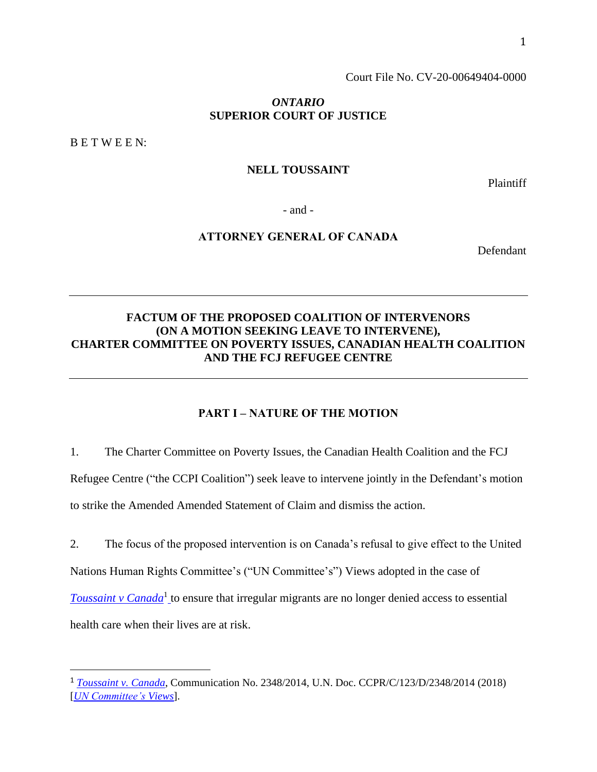Court File No. CV-20-00649404-0000

***ONTARIO***
**SUPERIOR COURT OF JUSTICE**

B E T W E E N:

**NELL TOUSSAINT**

Plaintiff

- and -

**ATTORNEY GENERAL OF CANADA**

Defendant

---

**FACTUM OF THE PROPOSED COALITION OF INTERVENORS (ON A MOTION SEEKING LEAVE TO INTERVENE), CHARTER COMMITTEE ON POVERTY ISSUES, CANADIAN HEALTH COALITION AND THE FCJ REFUGEE CENTRE**

---

## PART I – NATURE OF THE MOTION

1. The Charter Committee on Poverty Issues, the Canadian Health Coalition and the FCJ Refugee Centre ("the CCPI Coalition") seek leave to intervene jointly in the Defendant's motion to strike the Amended Amended Statement of Claim and dismiss the action.

2. The focus of the proposed intervention is on Canada's refusal to give effect to the United Nations Human Rights Committee's ("UN Committee's") Views adopted in the case of *Toussaint v Canada*[1] to ensure that irregular migrants are no longer denied access to essential health care when their lives are at risk.

---

[1] *Toussaint v. Canada*, Communication No. 2348/2014, U.N. Doc. CCPR/C/123/D/2348/2014 (2018) [*UN Committee's Views*].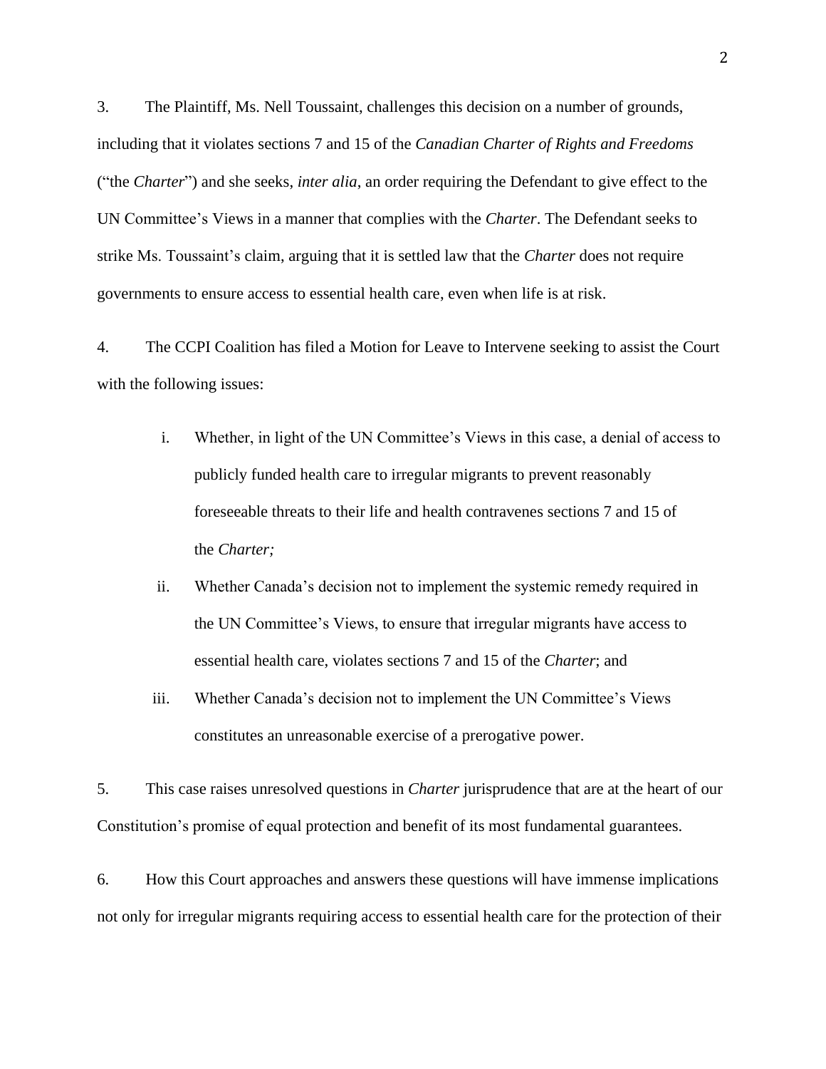3. The Plaintiff, Ms. Nell Toussaint, challenges this decision on a number of grounds, including that it violates sections 7 and 15 of the *Canadian Charter of Rights and Freedoms* ("the *Charter*") and she seeks, *inter alia*, an order requiring the Defendant to give effect to the UN Committee's Views in a manner that complies with the *Charter*. The Defendant seeks to strike Ms. Toussaint's claim, arguing that it is settled law that the *Charter* does not require governments to ensure access to essential health care, even when life is at risk.

4. The CCPI Coalition has filed a Motion for Leave to Intervene seeking to assist the Court with the following issues:

i. Whether, in light of the UN Committee's Views in this case, a denial of access to publicly funded health care to irregular migrants to prevent reasonably foreseeable threats to their life and health contravenes sections 7 and 15 of the *Charter;*

ii. Whether Canada's decision not to implement the systemic remedy required in the UN Committee's Views, to ensure that irregular migrants have access to essential health care, violates sections 7 and 15 of the *Charter*; and

iii. Whether Canada's decision not to implement the UN Committee's Views constitutes an unreasonable exercise of a prerogative power.

5. This case raises unresolved questions in *Charter* jurisprudence that are at the heart of our Constitution's promise of equal protection and benefit of its most fundamental guarantees.

6. How this Court approaches and answers these questions will have immense implications not only for irregular migrants requiring access to essential health care for the protection of their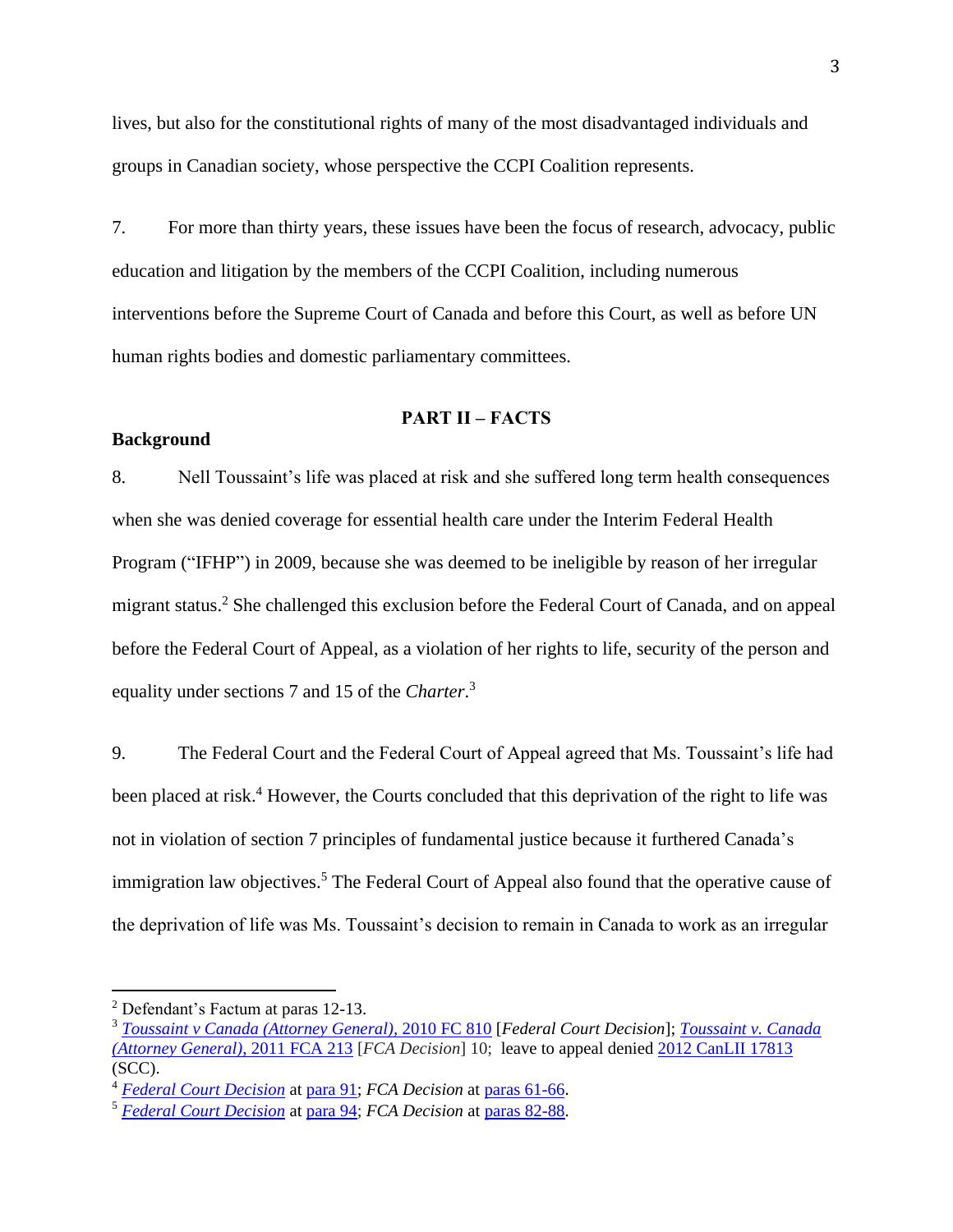lives, but also for the constitutional rights of many of the most disadvantaged individuals and groups in Canadian society, whose perspective the CCPI Coalition represents.

7. For more than thirty years, these issues have been the focus of research, advocacy, public education and litigation by the members of the CCPI Coalition, including numerous interventions before the Supreme Court of Canada and before this Court, as well as before UN human rights bodies and domestic parliamentary committees.

## PART II – FACTS

**Background**

8. Nell Toussaint's life was placed at risk and she suffered long term health consequences when she was denied coverage for essential health care under the Interim Federal Health Program ("IFHP") in 2009, because she was deemed to be ineligible by reason of her irregular migrant status.[2] She challenged this exclusion before the Federal Court of Canada, and on appeal before the Federal Court of Appeal, as a violation of her rights to life, security of the person and equality under sections 7 and 15 of the *Charter*.[3]

9. The Federal Court and the Federal Court of Appeal agreed that Ms. Toussaint's life had been placed at risk.[4] However, the Courts concluded that this deprivation of the right to life was not in violation of section 7 principles of fundamental justice because it furthered Canada's immigration law objectives.[5] The Federal Court of Appeal also found that the operative cause of the deprivation of life was Ms. Toussaint's decision to remain in Canada to work as an irregular

---

[2] Defendant's Factum at paras 12-13.

[3] *Toussaint v Canada (Attorney General),* 2010 FC 810 [*Federal Court Decision*]; *Toussaint v. Canada (Attorney General),* 2011 FCA 213 [*FCA Decision*] 10; leave to appeal denied 2012 CanLII 17813 (SCC).

[4] *Federal Court Decision* at para 91; *FCA Decision* at paras 61-66.

[5] *Federal Court Decision* at para 94; *FCA Decision* at paras 82-88.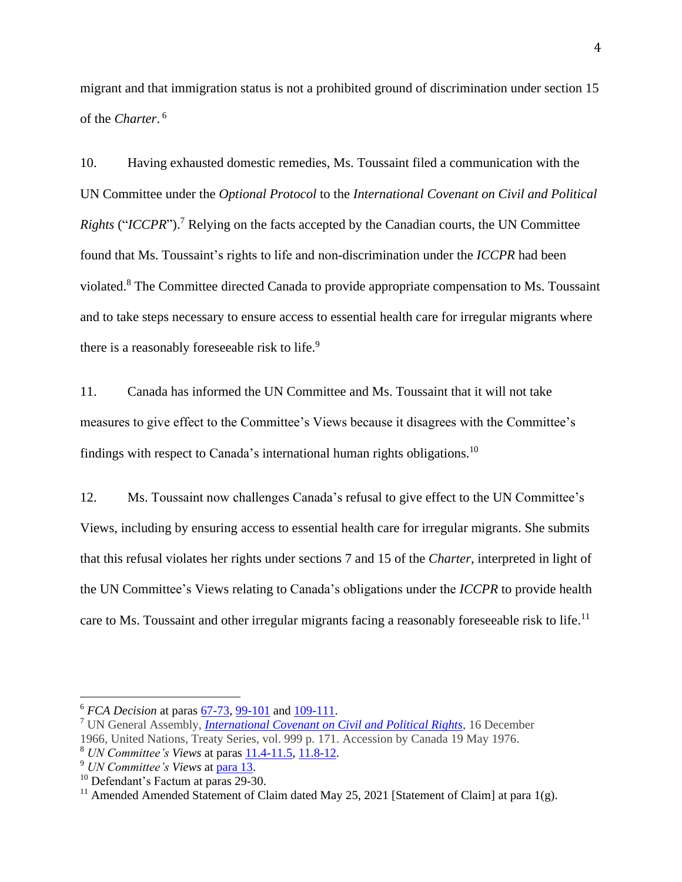migrant and that immigration status is not a prohibited ground of discrimination under section 15 of the *Charter*. [6]

10. Having exhausted domestic remedies, Ms. Toussaint filed a communication with the UN Committee under the *Optional Protocol* to the *International Covenant on Civil and Political Rights* ("*ICCPR*").[7] Relying on the facts accepted by the Canadian courts, the UN Committee found that Ms. Toussaint's rights to life and non-discrimination under the *ICCPR* had been violated.[8] The Committee directed Canada to provide appropriate compensation to Ms. Toussaint and to take steps necessary to ensure access to essential health care for irregular migrants where there is a reasonably foreseeable risk to life.[9]

11. Canada has informed the UN Committee and Ms. Toussaint that it will not take measures to give effect to the Committee's Views because it disagrees with the Committee's findings with respect to Canada's international human rights obligations.[10]

12. Ms. Toussaint now challenges Canada's refusal to give effect to the UN Committee's Views, including by ensuring access to essential health care for irregular migrants. She submits that this refusal violates her rights under sections 7 and 15 of the *Charter*, interpreted in light of the UN Committee's Views relating to Canada's obligations under the *ICCPR* to provide health care to Ms. Toussaint and other irregular migrants facing a reasonably foreseeable risk to life.[11]

---

[6] *FCA Decision* at paras 67-73, 99-101 and 109-111.

[7] UN General Assembly, ***International Covenant on Civil and Political Rights***, 16 December 1966, United Nations, Treaty Series, vol. 999 p. 171. Accession by Canada 19 May 1976.

[8] *UN Committee's Views* at paras 11.4-11.5, 11.8-12.

[9] *UN Committee's Views* at para 13.

[10] Defendant's Factum at paras 29-30.

[11] Amended Amended Statement of Claim dated May 25, 2021 [Statement of Claim] at para 1(g).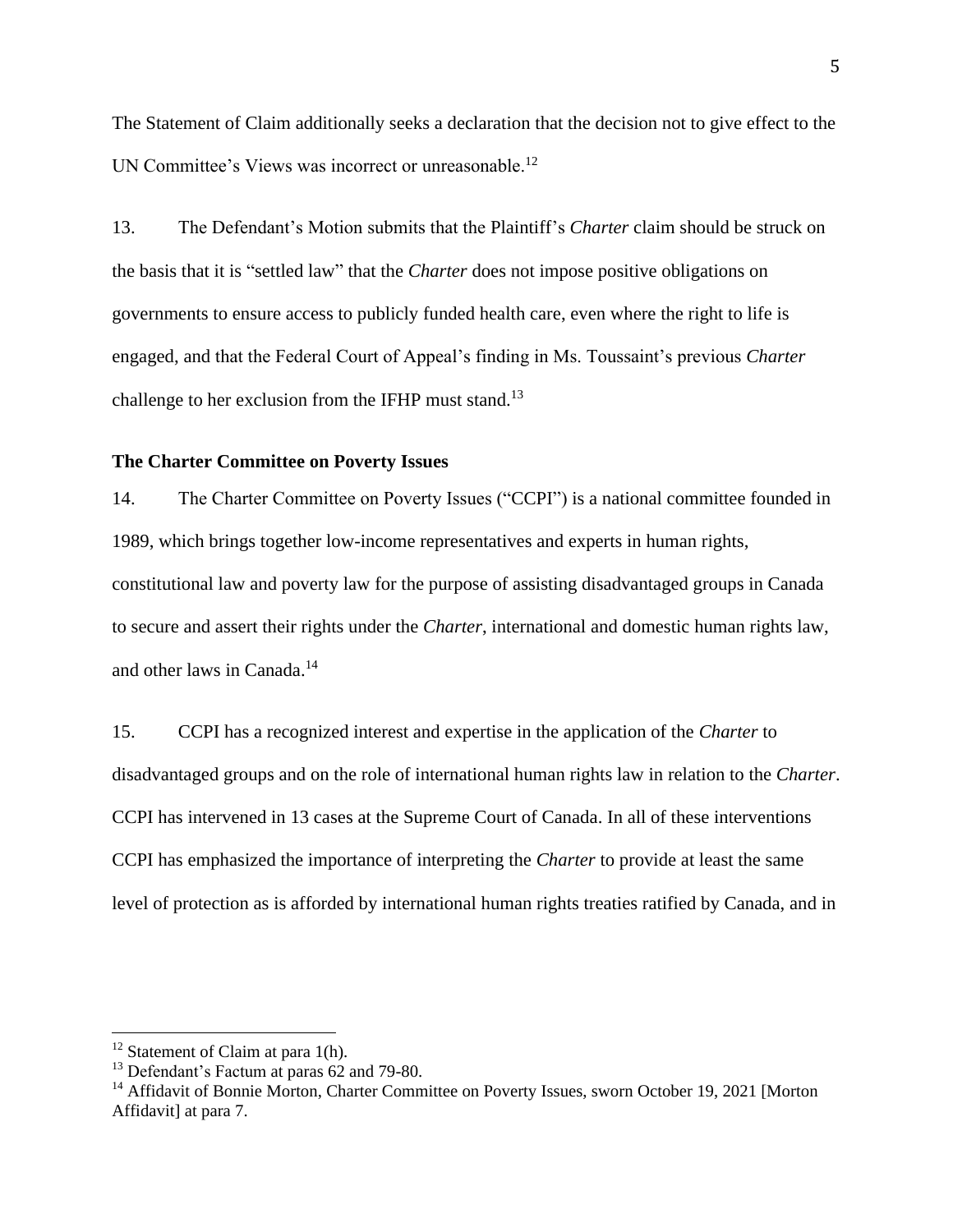The Statement of Claim additionally seeks a declaration that the decision not to give effect to the UN Committee's Views was incorrect or unreasonable.[12]

13. The Defendant's Motion submits that the Plaintiff's *Charter* claim should be struck on the basis that it is "settled law" that the *Charter* does not impose positive obligations on governments to ensure access to publicly funded health care, even where the right to life is engaged, and that the Federal Court of Appeal's finding in Ms. Toussaint's previous *Charter* challenge to her exclusion from the IFHP must stand.[13]

**The Charter Committee on Poverty Issues**

14. The Charter Committee on Poverty Issues ("CCPI") is a national committee founded in 1989, which brings together low-income representatives and experts in human rights, constitutional law and poverty law for the purpose of assisting disadvantaged groups in Canada to secure and assert their rights under the *Charter*, international and domestic human rights law, and other laws in Canada.[14]

15. CCPI has a recognized interest and expertise in the application of the *Charter* to disadvantaged groups and on the role of international human rights law in relation to the *Charter*. CCPI has intervened in 13 cases at the Supreme Court of Canada. In all of these interventions CCPI has emphasized the importance of interpreting the *Charter* to provide at least the same level of protection as is afforded by international human rights treaties ratified by Canada, and in

---

[12] Statement of Claim at para 1(h).

[13] Defendant's Factum at paras 62 and 79-80.

[14] Affidavit of Bonnie Morton, Charter Committee on Poverty Issues, sworn October 19, 2021 [Morton Affidavit] at para 7.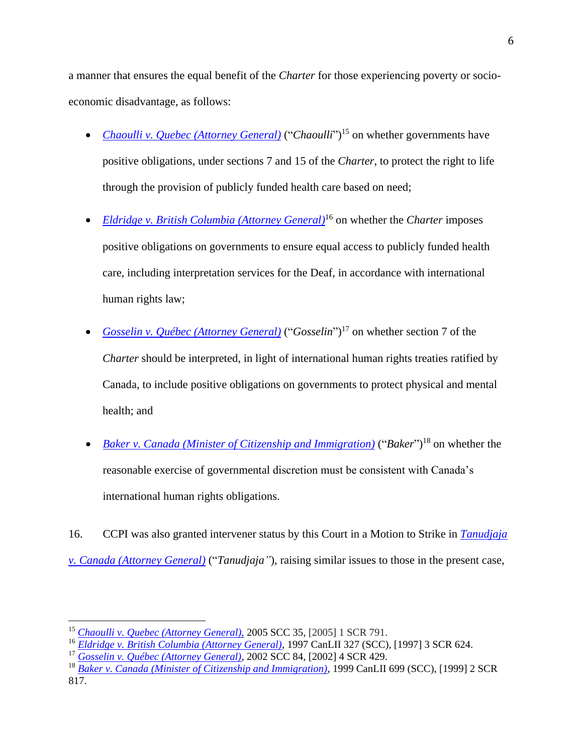a manner that ensures the equal benefit of the *Charter* for those experiencing poverty or socio-economic disadvantage, as follows:

- *Chaoulli v. Quebec (Attorney General)* ("*Chaoulli*")[15] on whether governments have positive obligations, under sections 7 and 15 of the *Charter*, to protect the right to life through the provision of publicly funded health care based on need;

- *Eldridge v. British Columbia (Attorney General)*[16] on whether the *Charter* imposes positive obligations on governments to ensure equal access to publicly funded health care, including interpretation services for the Deaf, in accordance with international human rights law;

- *Gosselin v. Québec (Attorney General)* ("*Gosselin*")[17] on whether section 7 of the *Charter* should be interpreted, in light of international human rights treaties ratified by Canada, to include positive obligations on governments to protect physical and mental health; and

- *Baker v. Canada (Minister of Citizenship and Immigration)* ("*Baker*")[18] on whether the reasonable exercise of governmental discretion must be consistent with Canada's international human rights obligations.

16. CCPI was also granted intervener status by this Court in a Motion to Strike in *Tanudjaja v. Canada (Attorney General)* ("*Tanudjaja*"), raising similar issues to those in the present case,

---

[15] *Chaoulli v. Quebec (Attorney General)*, 2005 SCC 35, [2005] 1 SCR 791.

[16] *Eldridge v. British Columbia (Attorney General)*, 1997 CanLII 327 (SCC), [1997] 3 SCR 624.

[17] *Gosselin v. Québec (Attorney General)*, 2002 SCC 84, [2002] 4 SCR 429.

[18] *Baker v. Canada (Minister of Citizenship and Immigration)*, 1999 CanLII 699 (SCC), [1999] 2 SCR 817.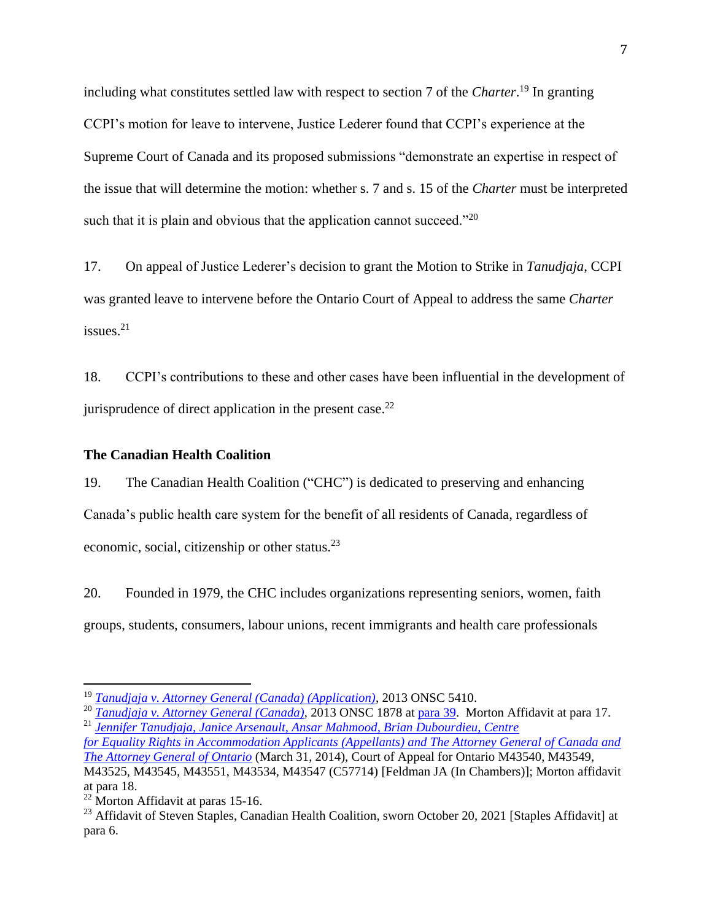including what constitutes settled law with respect to section 7 of the *Charter*.[19] In granting CCPI's motion for leave to intervene, Justice Lederer found that CCPI's experience at the Supreme Court of Canada and its proposed submissions "demonstrate an expertise in respect of the issue that will determine the motion: whether s. 7 and s. 15 of the *Charter* must be interpreted such that it is plain and obvious that the application cannot succeed."[20]

17. On appeal of Justice Lederer's decision to grant the Motion to Strike in *Tanudjaja*, CCPI was granted leave to intervene before the Ontario Court of Appeal to address the same *Charter* issues.[21]

18. CCPI's contributions to these and other cases have been influential in the development of jurisprudence of direct application in the present case.[22]

**The Canadian Health Coalition**

19. The Canadian Health Coalition ("CHC") is dedicated to preserving and enhancing Canada's public health care system for the benefit of all residents of Canada, regardless of economic, social, citizenship or other status.[23]

20. Founded in 1979, the CHC includes organizations representing seniors, women, faith groups, students, consumers, labour unions, recent immigrants and health care professionals

---

[19] *Tanudjaja v. Attorney General (Canada) (Application)*, 2013 ONSC 5410.

[20] *Tanudjaja v. Attorney General (Canada)*, 2013 ONSC 1878 at para 39. Morton Affidavit at para 17.

[21] *Jennifer Tanudjaja, Janice Arsenault, Ansar Mahmood, Brian Dubourdieu, Centre for Equality Rights in Accommodation Applicants (Appellants) and The Attorney General of Canada and The Attorney General of Ontario* (March 31, 2014), Court of Appeal for Ontario M43540, M43549, M43525, M43545, M43551, M43534, M43547 (C57714) [Feldman JA (In Chambers)]; Morton affidavit at para 18.

[22] Morton Affidavit at paras 15-16.

[23] Affidavit of Steven Staples, Canadian Health Coalition, sworn October 20, 2021 [Staples Affidavit] at para 6.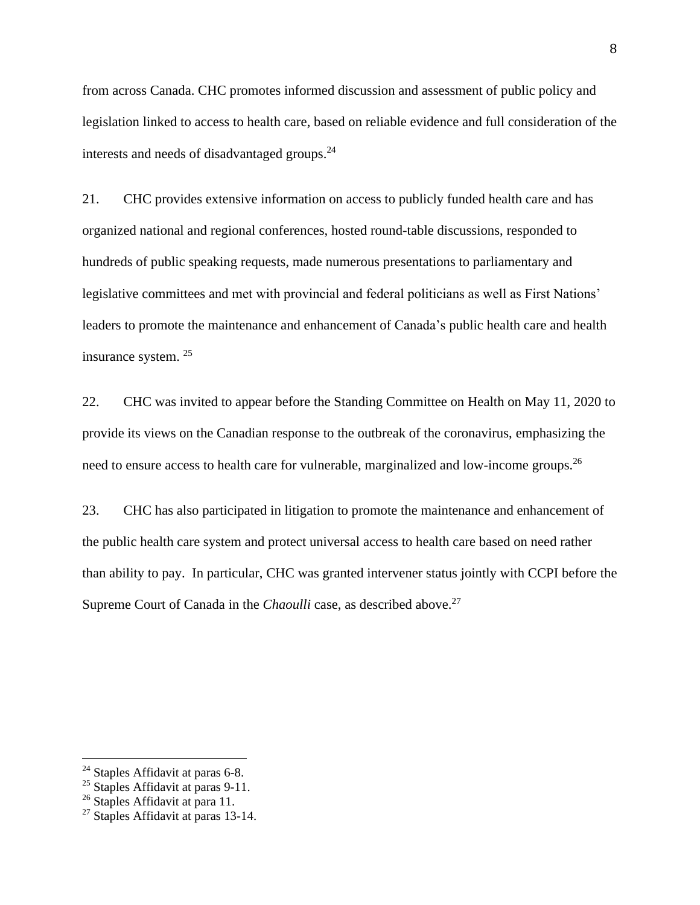from across Canada. CHC promotes informed discussion and assessment of public policy and legislation linked to access to health care, based on reliable evidence and full consideration of the interests and needs of disadvantaged groups.[24]

21. CHC provides extensive information on access to publicly funded health care and has organized national and regional conferences, hosted round-table discussions, responded to hundreds of public speaking requests, made numerous presentations to parliamentary and legislative committees and met with provincial and federal politicians as well as First Nations' leaders to promote the maintenance and enhancement of Canada's public health care and health insurance system. [25]

22. CHC was invited to appear before the Standing Committee on Health on May 11, 2020 to provide its views on the Canadian response to the outbreak of the coronavirus, emphasizing the need to ensure access to health care for vulnerable, marginalized and low-income groups.[26]

23. CHC has also participated in litigation to promote the maintenance and enhancement of the public health care system and protect universal access to health care based on need rather than ability to pay. In particular, CHC was granted intervener status jointly with CCPI before the Supreme Court of Canada in the *Chaoulli* case, as described above.[27]

---

[24] Staples Affidavit at paras 6-8.
[25] Staples Affidavit at paras 9-11.
[26] Staples Affidavit at para 11.
[27] Staples Affidavit at paras 13-14.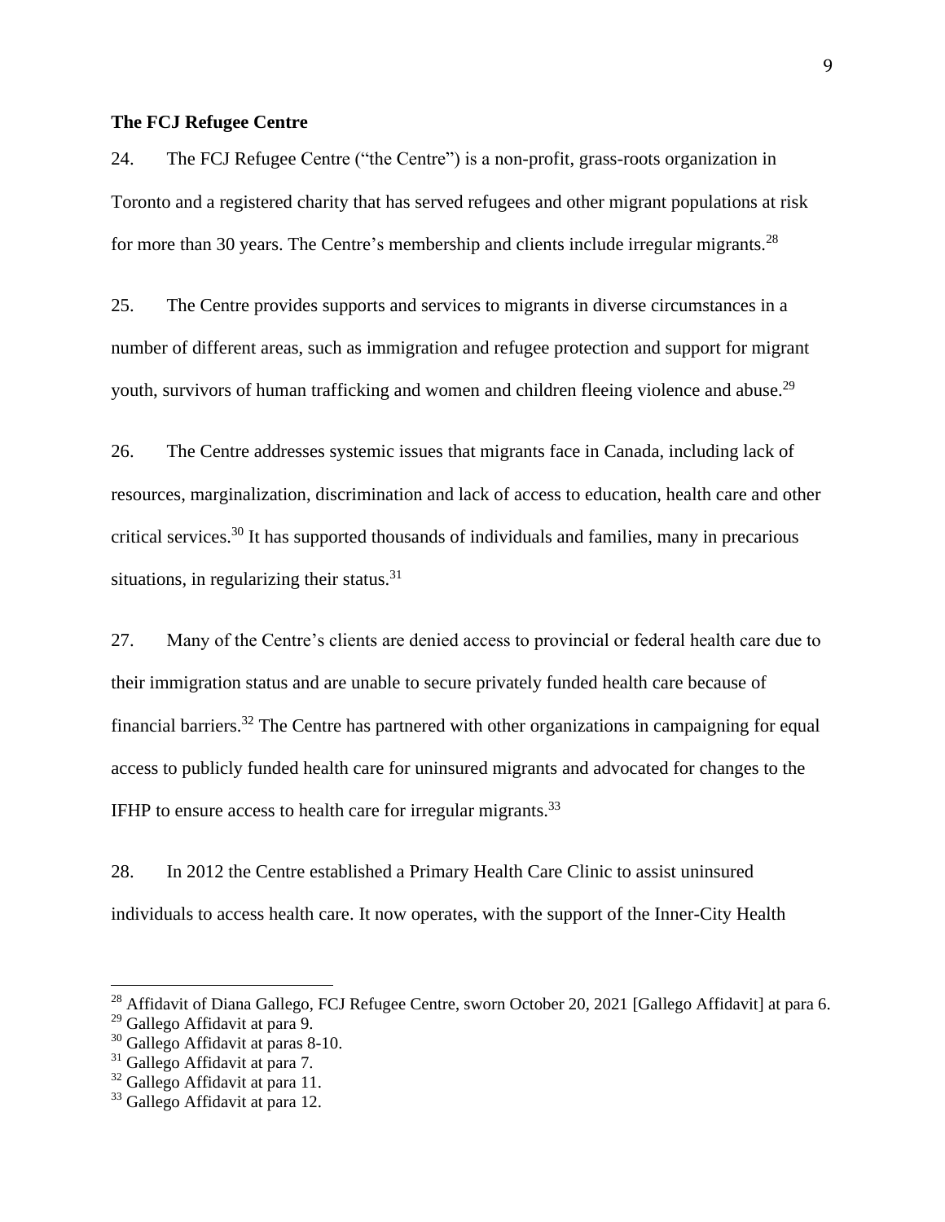**The FCJ Refugee Centre**

24. The FCJ Refugee Centre ("the Centre") is a non-profit, grass-roots organization in Toronto and a registered charity that has served refugees and other migrant populations at risk for more than 30 years. The Centre's membership and clients include irregular migrants.[28]

25. The Centre provides supports and services to migrants in diverse circumstances in a number of different areas, such as immigration and refugee protection and support for migrant youth, survivors of human trafficking and women and children fleeing violence and abuse.[29]

26. The Centre addresses systemic issues that migrants face in Canada, including lack of resources, marginalization, discrimination and lack of access to education, health care and other critical services.[30] It has supported thousands of individuals and families, many in precarious situations, in regularizing their status.[31]

27. Many of the Centre's clients are denied access to provincial or federal health care due to their immigration status and are unable to secure privately funded health care because of financial barriers.[32] The Centre has partnered with other organizations in campaigning for equal access to publicly funded health care for uninsured migrants and advocated for changes to the IFHP to ensure access to health care for irregular migrants.[33]

28. In 2012 the Centre established a Primary Health Care Clinic to assist uninsured individuals to access health care. It now operates, with the support of the Inner-City Health

---

[28] Affidavit of Diana Gallego, FCJ Refugee Centre, sworn October 20, 2021 [Gallego Affidavit] at para 6.
[29] Gallego Affidavit at para 9.
[30] Gallego Affidavit at paras 8-10.
[31] Gallego Affidavit at para 7.
[32] Gallego Affidavit at para 11.
[33] Gallego Affidavit at para 12.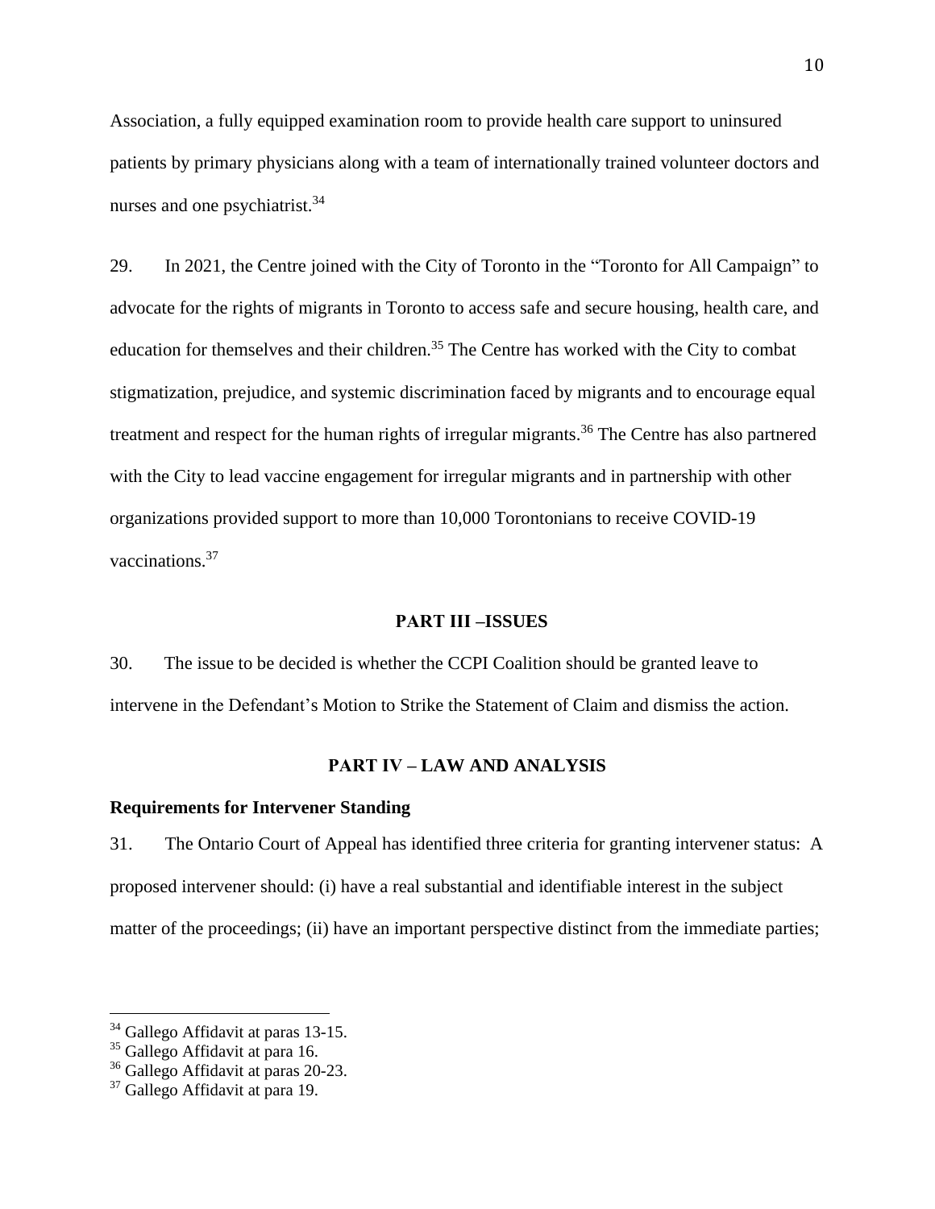Association, a fully equipped examination room to provide health care support to uninsured patients by primary physicians along with a team of internationally trained volunteer doctors and nurses and one psychiatrist.[34]

29. In 2021, the Centre joined with the City of Toronto in the "Toronto for All Campaign" to advocate for the rights of migrants in Toronto to access safe and secure housing, health care, and education for themselves and their children.[35] The Centre has worked with the City to combat stigmatization, prejudice, and systemic discrimination faced by migrants and to encourage equal treatment and respect for the human rights of irregular migrants.[36] The Centre has also partnered with the City to lead vaccine engagement for irregular migrants and in partnership with other organizations provided support to more than 10,000 Torontonians to receive COVID-19 vaccinations.[37]

## PART III –ISSUES

30. The issue to be decided is whether the CCPI Coalition should be granted leave to intervene in the Defendant's Motion to Strike the Statement of Claim and dismiss the action.

## PART IV – LAW AND ANALYSIS

### Requirements for Intervener Standing

31. The Ontario Court of Appeal has identified three criteria for granting intervener status: A proposed intervener should: (i) have a real substantial and identifiable interest in the subject matter of the proceedings; (ii) have an important perspective distinct from the immediate parties;

---

[34] Gallego Affidavit at paras 13-15.
[35] Gallego Affidavit at para 16.
[36] Gallego Affidavit at paras 20-23.
[37] Gallego Affidavit at para 19.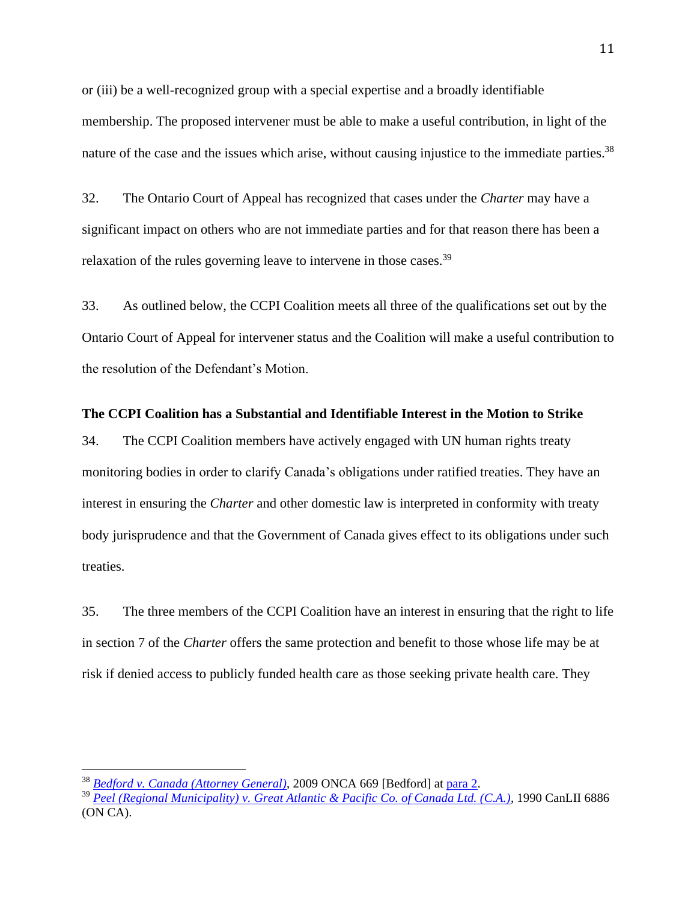or (iii) be a well-recognized group with a special expertise and a broadly identifiable membership. The proposed intervener must be able to make a useful contribution, in light of the nature of the case and the issues which arise, without causing injustice to the immediate parties.[38]

32. The Ontario Court of Appeal has recognized that cases under the *Charter* may have a significant impact on others who are not immediate parties and for that reason there has been a relaxation of the rules governing leave to intervene in those cases.[39]

33. As outlined below, the CCPI Coalition meets all three of the qualifications set out by the Ontario Court of Appeal for intervener status and the Coalition will make a useful contribution to the resolution of the Defendant's Motion.

**The CCPI Coalition has a Substantial and Identifiable Interest in the Motion to Strike**

34. The CCPI Coalition members have actively engaged with UN human rights treaty monitoring bodies in order to clarify Canada's obligations under ratified treaties. They have an interest in ensuring the *Charter* and other domestic law is interpreted in conformity with treaty body jurisprudence and that the Government of Canada gives effect to its obligations under such treaties.

35. The three members of the CCPI Coalition have an interest in ensuring that the right to life in section 7 of the *Charter* offers the same protection and benefit to those whose life may be at risk if denied access to publicly funded health care as those seeking private health care. They

---

[38] *Bedford v. Canada (Attorney General)*, 2009 ONCA 669 [Bedford] at para 2.

[39] *Peel (Regional Municipality) v. Great Atlantic & Pacific Co. of Canada Ltd. (C.A.)*, 1990 CanLII 6886 (ON CA).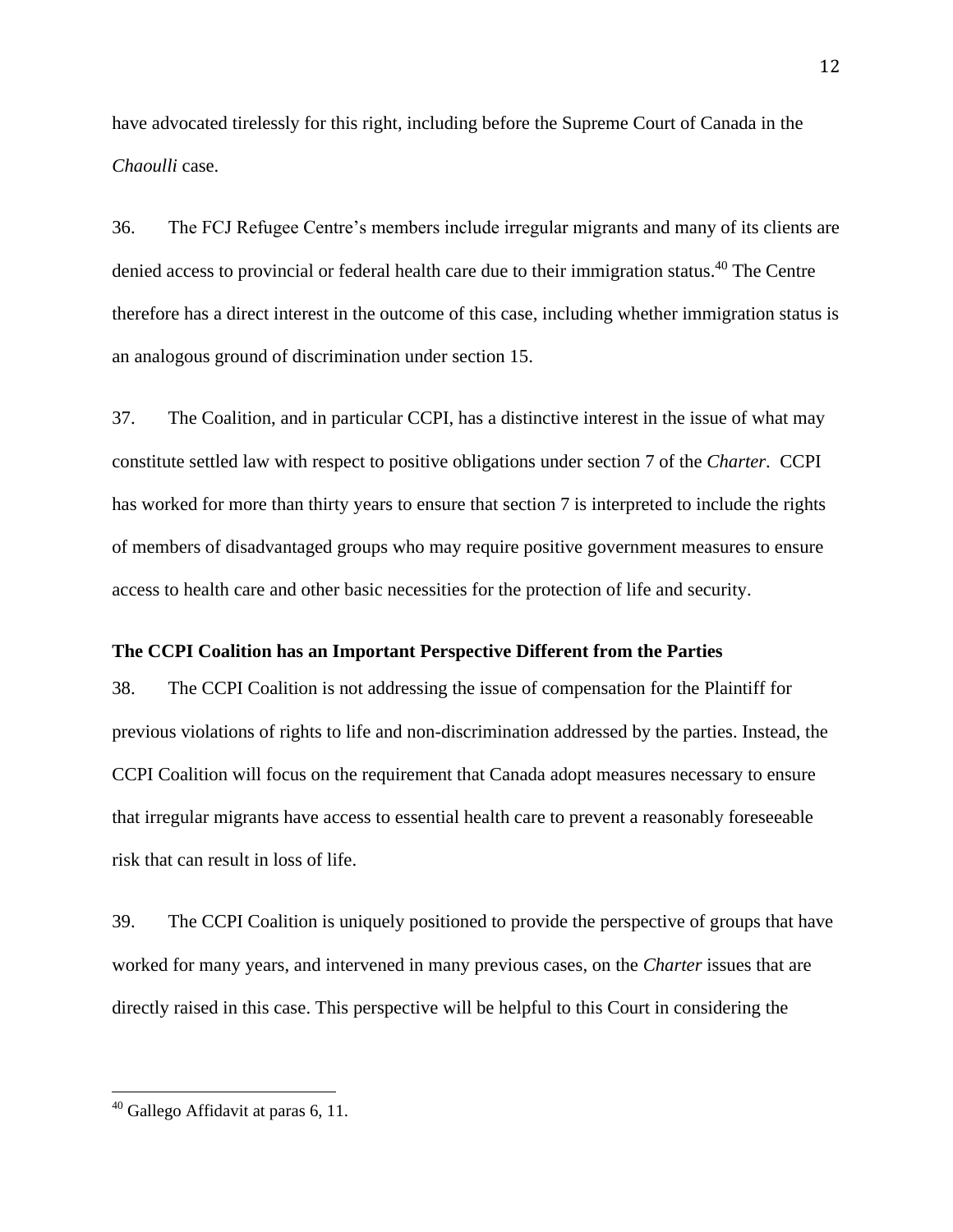have advocated tirelessly for this right, including before the Supreme Court of Canada in the *Chaoulli* case.

36. The FCJ Refugee Centre's members include irregular migrants and many of its clients are denied access to provincial or federal health care due to their immigration status.[40] The Centre therefore has a direct interest in the outcome of this case, including whether immigration status is an analogous ground of discrimination under section 15.

37. The Coalition, and in particular CCPI, has a distinctive interest in the issue of what may constitute settled law with respect to positive obligations under section 7 of the *Charter*. CCPI has worked for more than thirty years to ensure that section 7 is interpreted to include the rights of members of disadvantaged groups who may require positive government measures to ensure access to health care and other basic necessities for the protection of life and security.

**The CCPI Coalition has an Important Perspective Different from the Parties**

38. The CCPI Coalition is not addressing the issue of compensation for the Plaintiff for previous violations of rights to life and non-discrimination addressed by the parties. Instead, the CCPI Coalition will focus on the requirement that Canada adopt measures necessary to ensure that irregular migrants have access to essential health care to prevent a reasonably foreseeable risk that can result in loss of life.

39. The CCPI Coalition is uniquely positioned to provide the perspective of groups that have worked for many years, and intervened in many previous cases, on the *Charter* issues that are directly raised in this case. This perspective will be helpful to this Court in considering the

---

[40] Gallego Affidavit at paras 6, 11.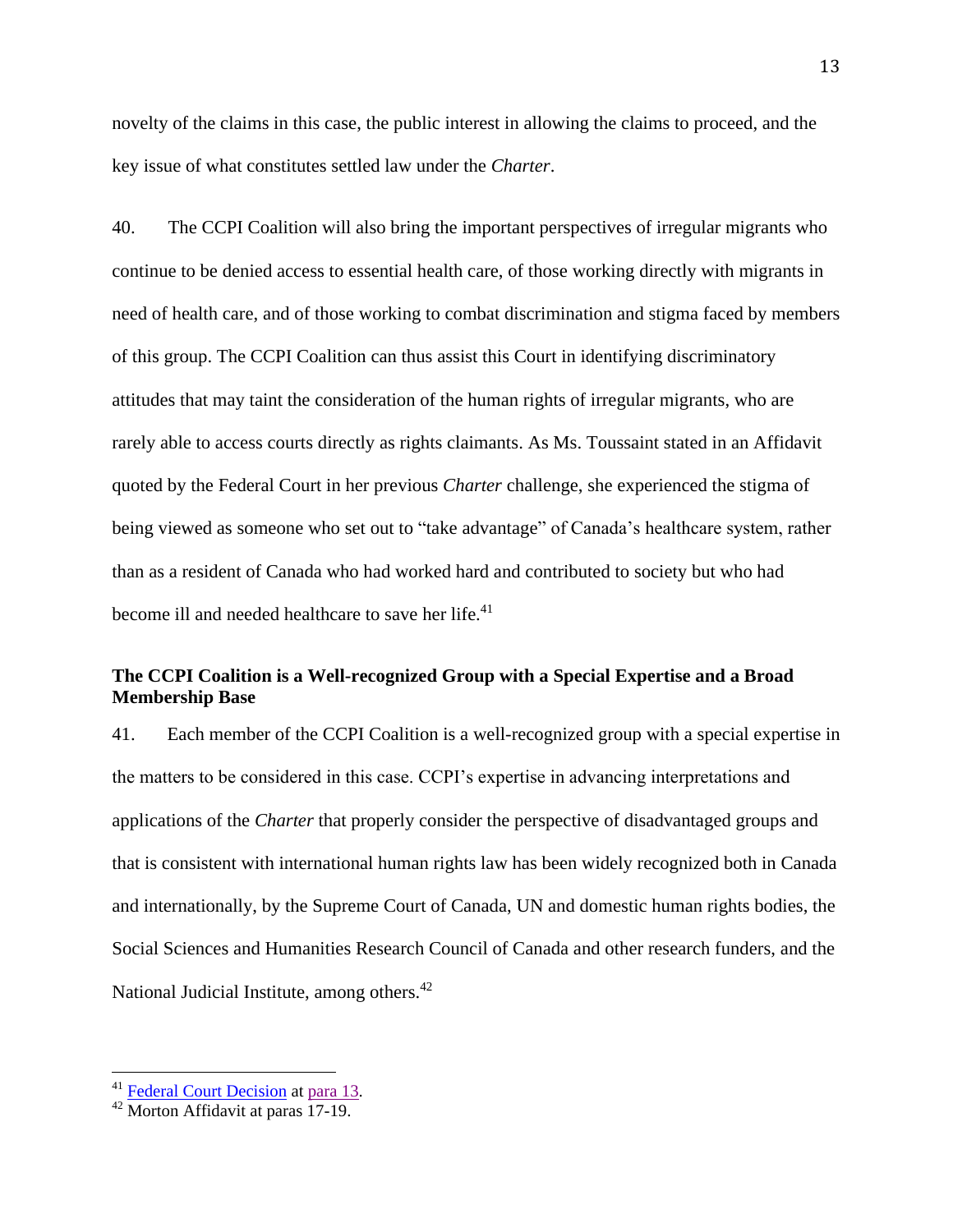novelty of the claims in this case, the public interest in allowing the claims to proceed, and the key issue of what constitutes settled law under the *Charter*.

40. The CCPI Coalition will also bring the important perspectives of irregular migrants who continue to be denied access to essential health care, of those working directly with migrants in need of health care, and of those working to combat discrimination and stigma faced by members of this group. The CCPI Coalition can thus assist this Court in identifying discriminatory attitudes that may taint the consideration of the human rights of irregular migrants, who are rarely able to access courts directly as rights claimants. As Ms. Toussaint stated in an Affidavit quoted by the Federal Court in her previous *Charter* challenge, she experienced the stigma of being viewed as someone who set out to "take advantage" of Canada's healthcare system, rather than as a resident of Canada who had worked hard and contributed to society but who had become ill and needed healthcare to save her life.[41]

**The CCPI Coalition is a Well-recognized Group with a Special Expertise and a Broad Membership Base**

41. Each member of the CCPI Coalition is a well-recognized group with a special expertise in the matters to be considered in this case. CCPI's expertise in advancing interpretations and applications of the *Charter* that properly consider the perspective of disadvantaged groups and that is consistent with international human rights law has been widely recognized both in Canada and internationally, by the Supreme Court of Canada, UN and domestic human rights bodies, the Social Sciences and Humanities Research Council of Canada and other research funders, and the National Judicial Institute, among others.[42]

---

[41] Federal Court Decision at para 13.

[42] Morton Affidavit at paras 17-19.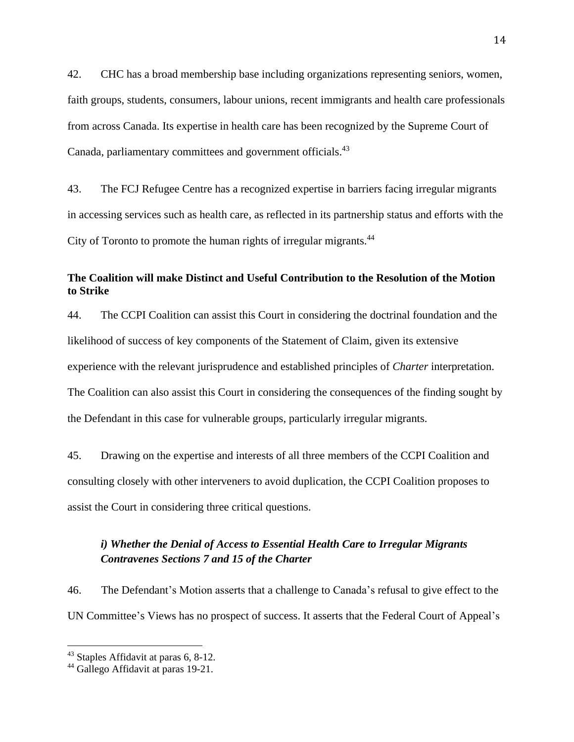42. CHC has a broad membership base including organizations representing seniors, women, faith groups, students, consumers, labour unions, recent immigrants and health care professionals from across Canada. Its expertise in health care has been recognized by the Supreme Court of Canada, parliamentary committees and government officials.[43]

43. The FCJ Refugee Centre has a recognized expertise in barriers facing irregular migrants in accessing services such as health care, as reflected in its partnership status and efforts with the City of Toronto to promote the human rights of irregular migrants.[44]

**The Coalition will make Distinct and Useful Contribution to the Resolution of the Motion to Strike**

44. The CCPI Coalition can assist this Court in considering the doctrinal foundation and the likelihood of success of key components of the Statement of Claim, given its extensive experience with the relevant jurisprudence and established principles of *Charter* interpretation. The Coalition can also assist this Court in considering the consequences of the finding sought by the Defendant in this case for vulnerable groups, particularly irregular migrants.

45. Drawing on the expertise and interests of all three members of the CCPI Coalition and consulting closely with other interveners to avoid duplication, the CCPI Coalition proposes to assist the Court in considering three critical questions.

***i) Whether the Denial of Access to Essential Health Care to Irregular Migrants Contravenes Sections 7 and 15 of the Charter***

46. The Defendant's Motion asserts that a challenge to Canada's refusal to give effect to the UN Committee's Views has no prospect of success. It asserts that the Federal Court of Appeal's

---

[43] Staples Affidavit at paras 6, 8-12.

[44] Gallego Affidavit at paras 19-21.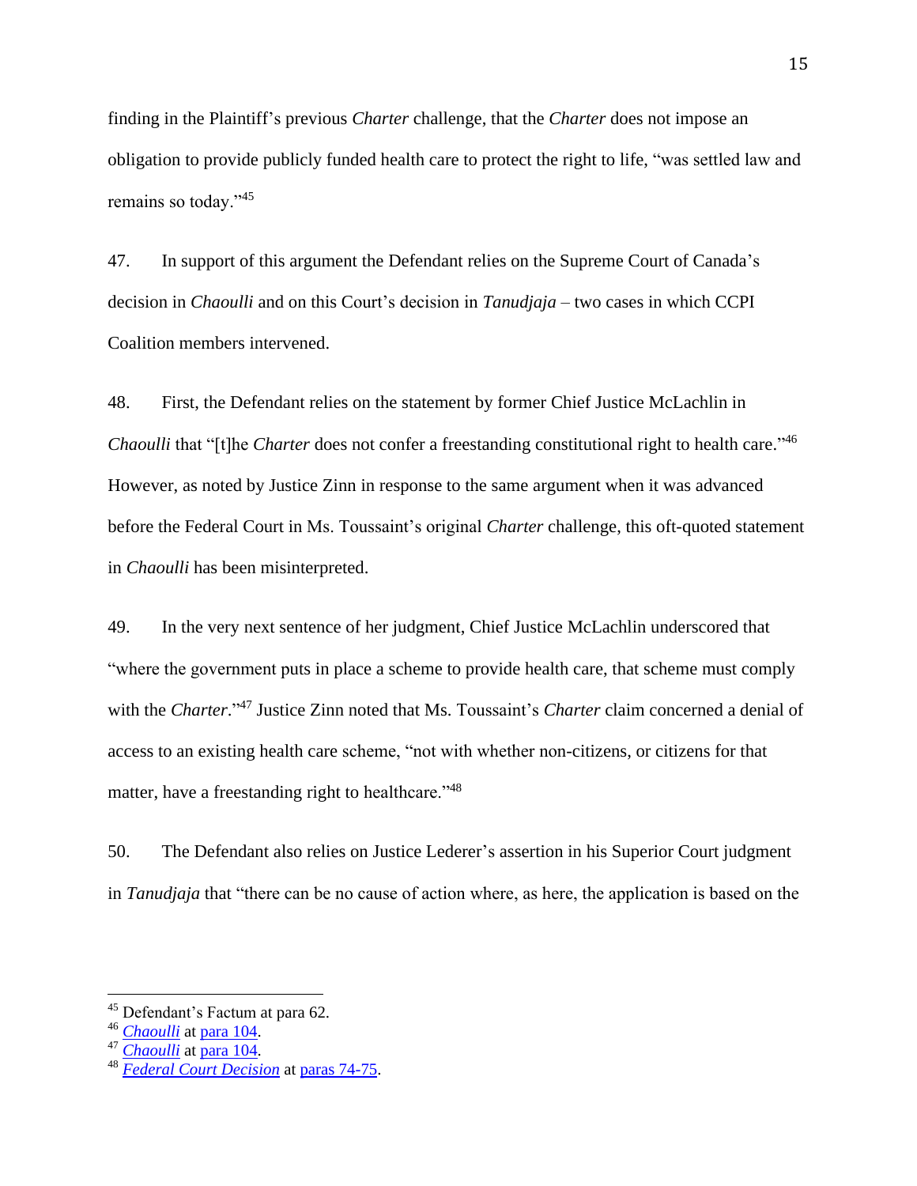finding in the Plaintiff's previous *Charter* challenge, that the *Charter* does not impose an obligation to provide publicly funded health care to protect the right to life, "was settled law and remains so today."[45]

47. In support of this argument the Defendant relies on the Supreme Court of Canada's decision in *Chaoulli* and on this Court's decision in *Tanudjaja* – two cases in which CCPI Coalition members intervened.

48. First, the Defendant relies on the statement by former Chief Justice McLachlin in *Chaoulli* that "[t]he *Charter* does not confer a freestanding constitutional right to health care."[46] However, as noted by Justice Zinn in response to the same argument when it was advanced before the Federal Court in Ms. Toussaint's original *Charter* challenge, this oft-quoted statement in *Chaoulli* has been misinterpreted.

49. In the very next sentence of her judgment, Chief Justice McLachlin underscored that "where the government puts in place a scheme to provide health care, that scheme must comply with the *Charter*."[47] Justice Zinn noted that Ms. Toussaint's *Charter* claim concerned a denial of access to an existing health care scheme, "not with whether non-citizens, or citizens for that matter, have a freestanding right to healthcare."[48]

50. The Defendant also relies on Justice Lederer's assertion in his Superior Court judgment in *Tanudjaja* that "there can be no cause of action where, as here, the application is based on the

---

[45] Defendant's Factum at para 62.

[46] *Chaoulli* at para 104.

[47] *Chaoulli* at para 104.

[48] *Federal Court Decision* at paras 74-75.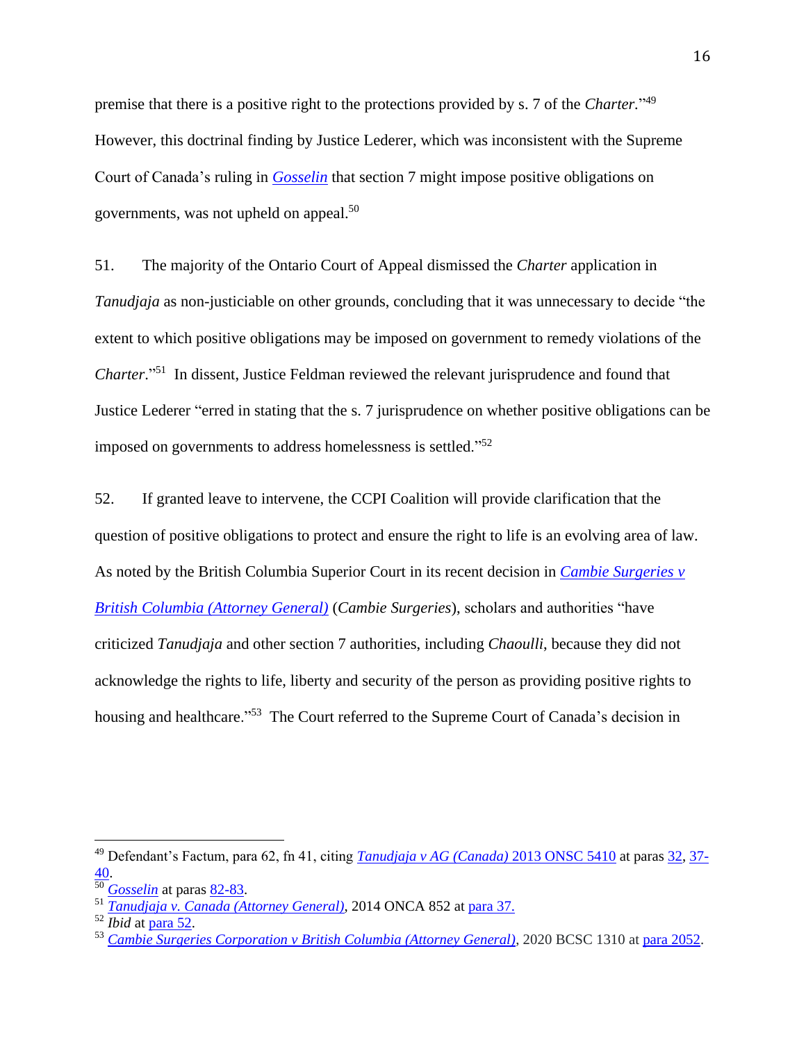premise that there is a positive right to the protections provided by s. 7 of the *Charter*."[49] However, this doctrinal finding by Justice Lederer, which was inconsistent with the Supreme Court of Canada's ruling in *Gosselin* that section 7 might impose positive obligations on governments, was not upheld on appeal.[50]

51. The majority of the Ontario Court of Appeal dismissed the *Charter* application in *Tanudjaja* as non-justiciable on other grounds, concluding that it was unnecessary to decide "the extent to which positive obligations may be imposed on government to remedy violations of the *Charter*."[51] In dissent, Justice Feldman reviewed the relevant jurisprudence and found that Justice Lederer "erred in stating that the s. 7 jurisprudence on whether positive obligations can be imposed on governments to address homelessness is settled."[52]

52. If granted leave to intervene, the CCPI Coalition will provide clarification that the question of positive obligations to protect and ensure the right to life is an evolving area of law. As noted by the British Columbia Superior Court in its recent decision in *Cambie Surgeries v British Columbia (Attorney General)* (*Cambie Surgeries*), scholars and authorities "have criticized *Tanudjaja* and other section 7 authorities, including *Chaoulli*, because they did not acknowledge the rights to life, liberty and security of the person as providing positive rights to housing and healthcare."[53] The Court referred to the Supreme Court of Canada's decision in

---

[49] Defendant's Factum, para 62, fn 41, citing *Tanudjaja v AG (Canada)* 2013 ONSC 5410 at paras 32, 37-40.

[50] *Gosselin* at paras 82-83.

[51] *Tanudjaja v. Canada (Attorney General)*, 2014 ONCA 852 at para 37.

[52] *Ibid* at para 52.

[53] *Cambie Surgeries Corporation v British Columbia (Attorney General)*, 2020 BCSC 1310 at para 2052.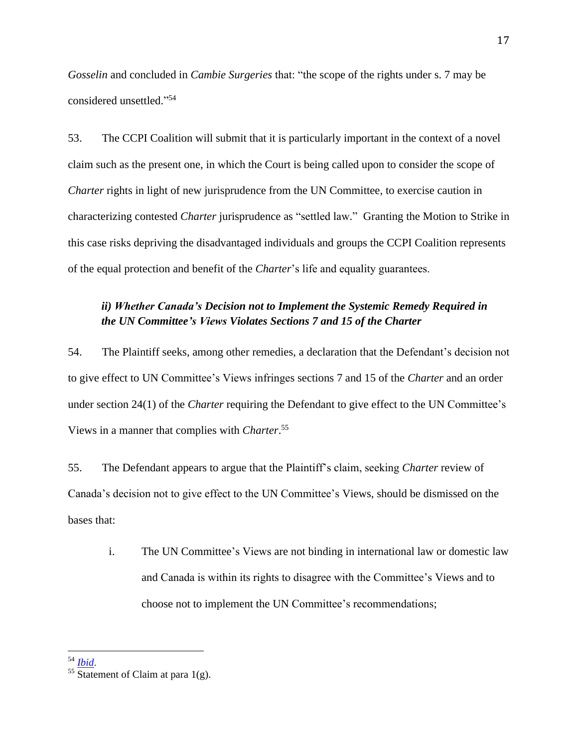*Gosselin* and concluded in *Cambie Surgeries* that: "the scope of the rights under s. 7 may be considered unsettled."[54]

53. The CCPI Coalition will submit that it is particularly important in the context of a novel claim such as the present one, in which the Court is being called upon to consider the scope of *Charter* rights in light of new jurisprudence from the UN Committee, to exercise caution in characterizing contested *Charter* jurisprudence as "settled law." Granting the Motion to Strike in this case risks depriving the disadvantaged individuals and groups the CCPI Coalition represents of the equal protection and benefit of the *Charter*'s life and equality guarantees.

***ii) Whether Canada's Decision not to Implement the Systemic Remedy Required in the UN Committee's Views Violates Sections 7 and 15 of the Charter***

54. The Plaintiff seeks, among other remedies, a declaration that the Defendant's decision not to give effect to UN Committee's Views infringes sections 7 and 15 of the *Charter* and an order under section 24(1) of the *Charter* requiring the Defendant to give effect to the UN Committee's Views in a manner that complies with *Charter*.[55]

55. The Defendant appears to argue that the Plaintiff's claim, seeking *Charter* review of Canada's decision not to give effect to the UN Committee's Views, should be dismissed on the bases that:

i. The UN Committee's Views are not binding in international law or domestic law and Canada is within its rights to disagree with the Committee's Views and to choose not to implement the UN Committee's recommendations;

---

[54] *Ibid*.

[55] Statement of Claim at para 1(g).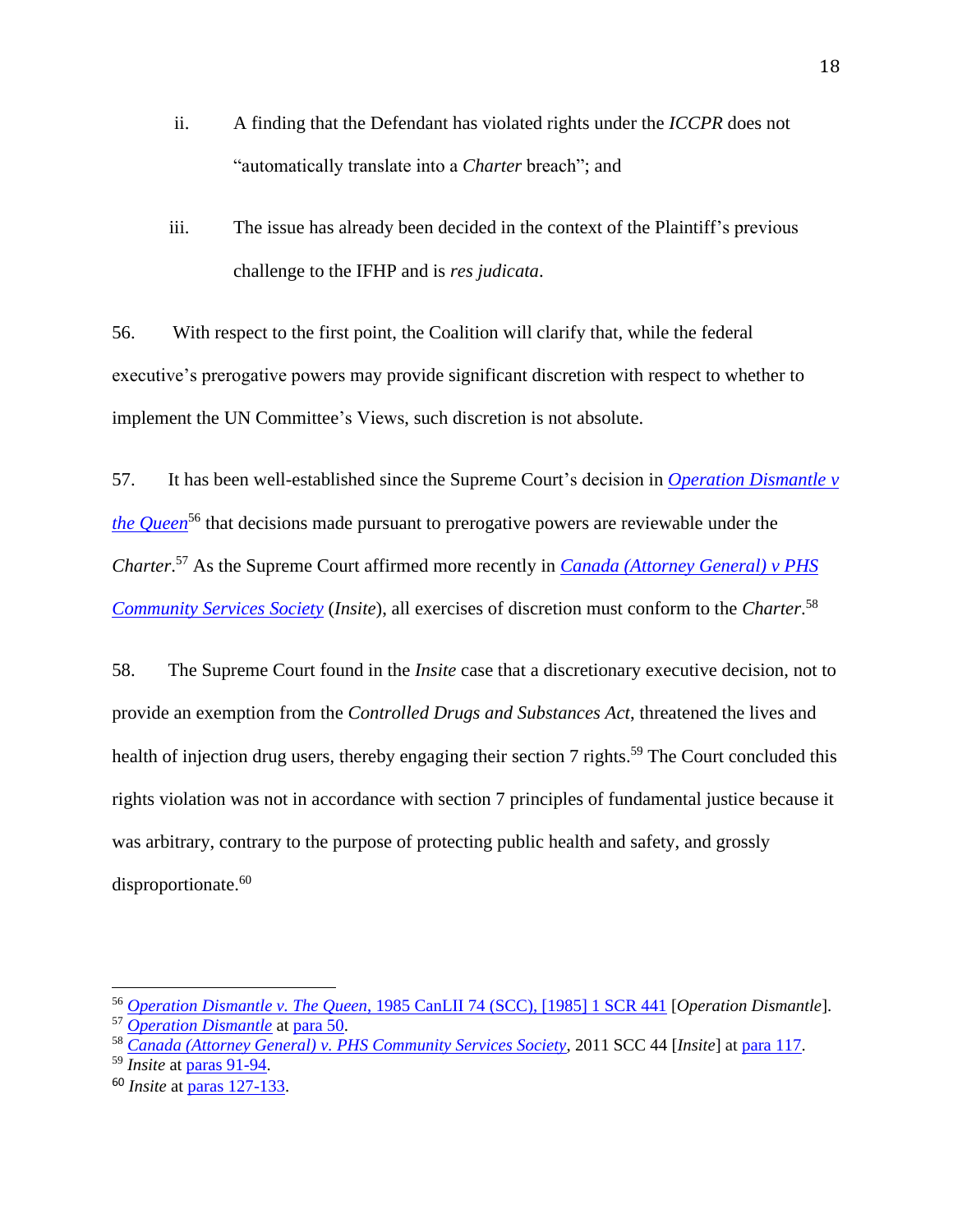ii. A finding that the Defendant has violated rights under the *ICCPR* does not "automatically translate into a *Charter* breach"; and

iii. The issue has already been decided in the context of the Plaintiff's previous challenge to the IFHP and is *res judicata*.

56. With respect to the first point, the Coalition will clarify that, while the federal executive's prerogative powers may provide significant discretion with respect to whether to implement the UN Committee's Views, such discretion is not absolute.

57. It has been well-established since the Supreme Court's decision in *Operation Dismantle v the Queen*[56] that decisions made pursuant to prerogative powers are reviewable under the *Charter*.[57] As the Supreme Court affirmed more recently in *Canada (Attorney General) v PHS Community Services Society* (*Insite*), all exercises of discretion must conform to the *Charter*.[58]

58. The Supreme Court found in the *Insite* case that a discretionary executive decision, not to provide an exemption from the *Controlled Drugs and Substances Act*, threatened the lives and health of injection drug users, thereby engaging their section 7 rights.[59] The Court concluded this rights violation was not in accordance with section 7 principles of fundamental justice because it was arbitrary, contrary to the purpose of protecting public health and safety, and grossly disproportionate.[60]

---

[56] *Operation Dismantle v. The Queen*, 1985 CanLII 74 (SCC), [1985] 1 SCR 441 [*Operation Dismantle*].

[57] *Operation Dismantle* at para 50.

[58] *Canada (Attorney General) v. PHS Community Services Society*, 2011 SCC 44 [*Insite*] at para 117.

[59] *Insite* at paras 91-94.

[60] *Insite* at paras 127-133.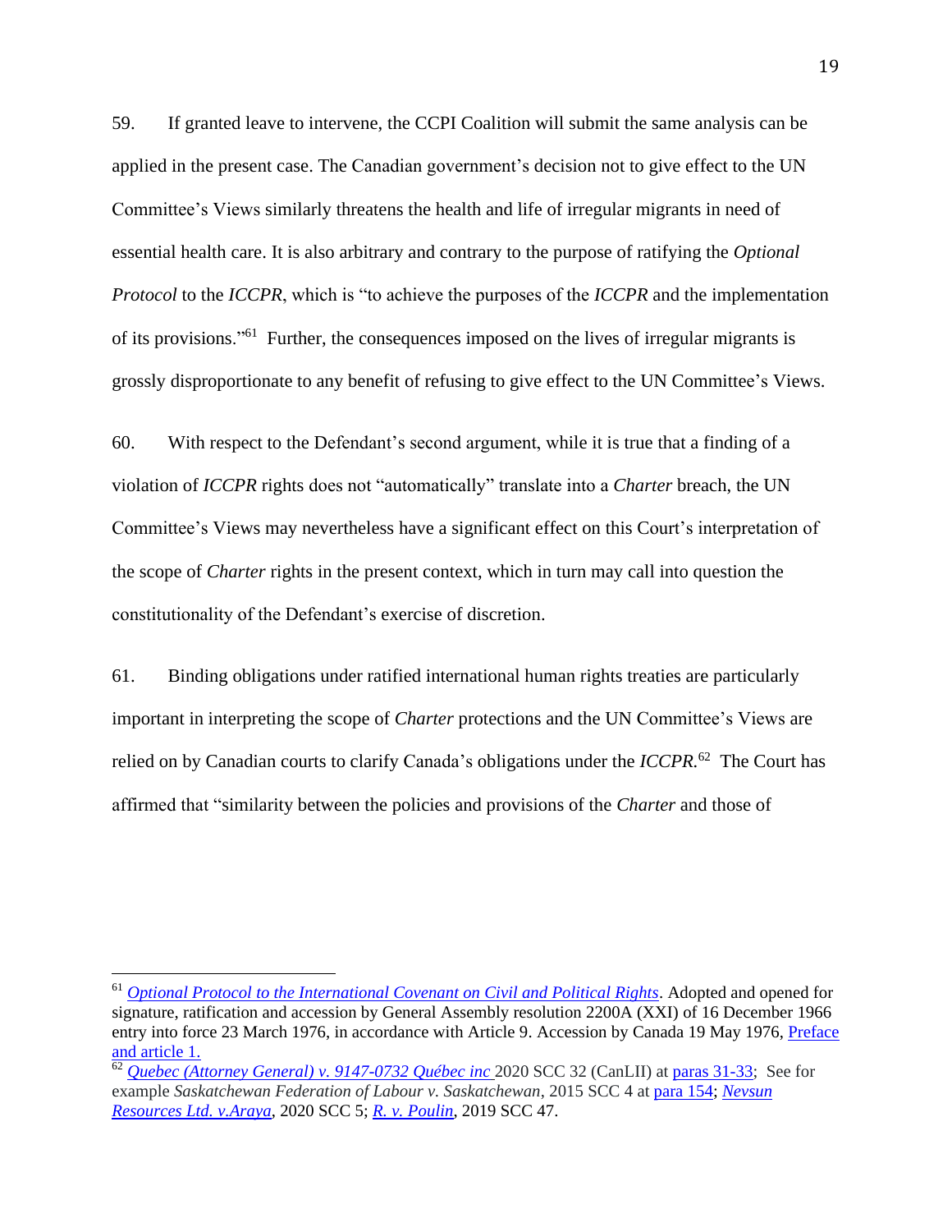59. If granted leave to intervene, the CCPI Coalition will submit the same analysis can be applied in the present case. The Canadian government's decision not to give effect to the UN Committee's Views similarly threatens the health and life of irregular migrants in need of essential health care. It is also arbitrary and contrary to the purpose of ratifying the *Optional Protocol* to the *ICCPR*, which is "to achieve the purposes of the *ICCPR* and the implementation of its provisions."[61] Further, the consequences imposed on the lives of irregular migrants is grossly disproportionate to any benefit of refusing to give effect to the UN Committee's Views.

60. With respect to the Defendant's second argument, while it is true that a finding of a violation of *ICCPR* rights does not "automatically" translate into a *Charter* breach, the UN Committee's Views may nevertheless have a significant effect on this Court's interpretation of the scope of *Charter* rights in the present context, which in turn may call into question the constitutionality of the Defendant's exercise of discretion.

61. Binding obligations under ratified international human rights treaties are particularly important in interpreting the scope of *Charter* protections and the UN Committee's Views are relied on by Canadian courts to clarify Canada's obligations under the *ICCPR.*[62] The Court has affirmed that "similarity between the policies and provisions of the *Charter* and those of

---

[61] *Optional Protocol to the International Covenant on Civil and Political Rights*. Adopted and opened for signature, ratification and accession by General Assembly resolution 2200A (XXI) of 16 December 1966 entry into force 23 March 1976, in accordance with Article 9. Accession by Canada 19 May 1976, Preface and article 1.

[62] *Quebec (Attorney General) v. 9147-0732 Québec inc* 2020 SCC 32 (CanLII) at paras 31-33; See for example *Saskatchewan Federation of Labour v. Saskatchewan*, 2015 SCC 4 at para 154; *Nevsun Resources Ltd. v.Araya*, 2020 SCC 5; *R. v. Poulin*, 2019 SCC 47.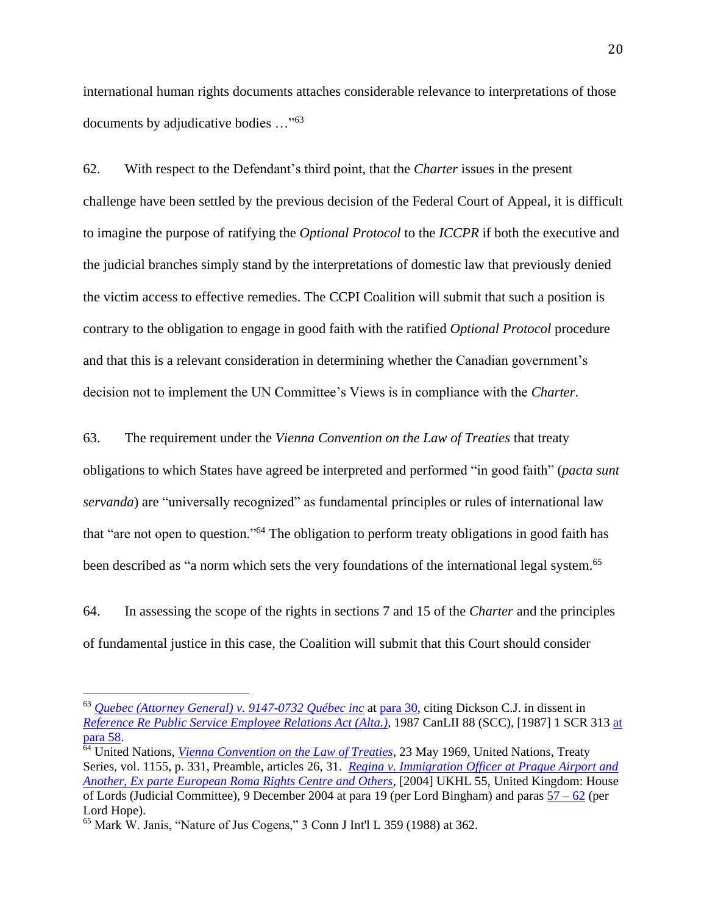international human rights documents attaches considerable relevance to interpretations of those documents by adjudicative bodies …"[63]

62. With respect to the Defendant's third point, that the *Charter* issues in the present challenge have been settled by the previous decision of the Federal Court of Appeal, it is difficult to imagine the purpose of ratifying the *Optional Protocol* to the *ICCPR* if both the executive and the judicial branches simply stand by the interpretations of domestic law that previously denied the victim access to effective remedies. The CCPI Coalition will submit that such a position is contrary to the obligation to engage in good faith with the ratified *Optional Protocol* procedure and that this is a relevant consideration in determining whether the Canadian government's decision not to implement the UN Committee's Views is in compliance with the *Charter*.

63. The requirement under the *Vienna Convention on the Law of Treaties* that treaty obligations to which States have agreed be interpreted and performed "in good faith" (*pacta sunt servanda*) are "universally recognized" as fundamental principles or rules of international law that "are not open to question."[64] The obligation to perform treaty obligations in good faith has been described as "a norm which sets the very foundations of the international legal system.[65]

64. In assessing the scope of the rights in sections 7 and 15 of the *Charter* and the principles of fundamental justice in this case, the Coalition will submit that this Court should consider

---

[63] *Quebec (Attorney General) v. 9147-0732 Québec inc* at para 30, citing Dickson C.J. in dissent in *Reference Re Public Service Employee Relations Act (Alta.)*, 1987 CanLII 88 (SCC), [1987] 1 SCR 313 at para 58.

[64] United Nations, *Vienna Convention on the Law of Treaties*, 23 May 1969, United Nations, Treaty Series, vol. 1155, p. 331, Preamble, articles 26, 31. *Regina v. Immigration Officer at Prague Airport and Another, Ex parte European Roma Rights Centre and Others*, [2004] UKHL 55, United Kingdom: House of Lords (Judicial Committee), 9 December 2004 at para 19 (per Lord Bingham) and paras 57 – 62 (per Lord Hope).

[65] Mark W. Janis, "Nature of Jus Cogens," 3 Conn J Int'l L 359 (1988) at 362.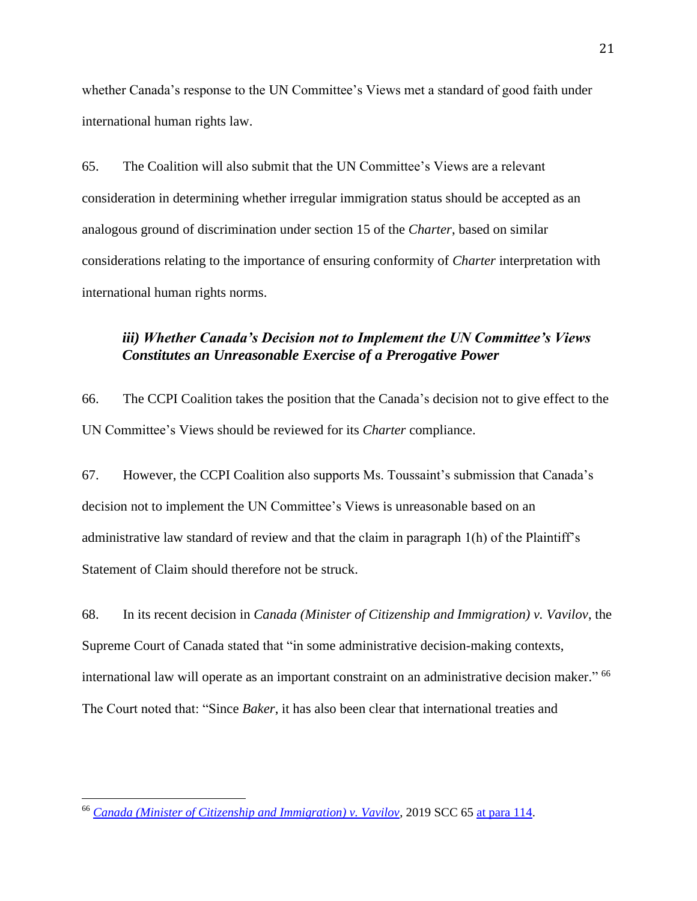whether Canada's response to the UN Committee's Views met a standard of good faith under international human rights law.

65. The Coalition will also submit that the UN Committee's Views are a relevant consideration in determining whether irregular immigration status should be accepted as an analogous ground of discrimination under section 15 of the *Charter*, based on similar considerations relating to the importance of ensuring conformity of *Charter* interpretation with international human rights norms.

### *iii) Whether Canada's Decision not to Implement the UN Committee's Views Constitutes an Unreasonable Exercise of a Prerogative Power*

66. The CCPI Coalition takes the position that the Canada's decision not to give effect to the UN Committee's Views should be reviewed for its *Charter* compliance.

67. However, the CCPI Coalition also supports Ms. Toussaint's submission that Canada's decision not to implement the UN Committee's Views is unreasonable based on an administrative law standard of review and that the claim in paragraph 1(h) of the Plaintiff's Statement of Claim should therefore not be struck.

68. In its recent decision in *Canada (Minister of Citizenship and Immigration) v. Vavilov*, the Supreme Court of Canada stated that "in some administrative decision-making contexts, international law will operate as an important constraint on an administrative decision maker."[66] The Court noted that: "Since *Baker*, it has also been clear that international treaties and

---

[66] *Canada (Minister of Citizenship and Immigration) v. Vavilov*, 2019 SCC 65 at para 114.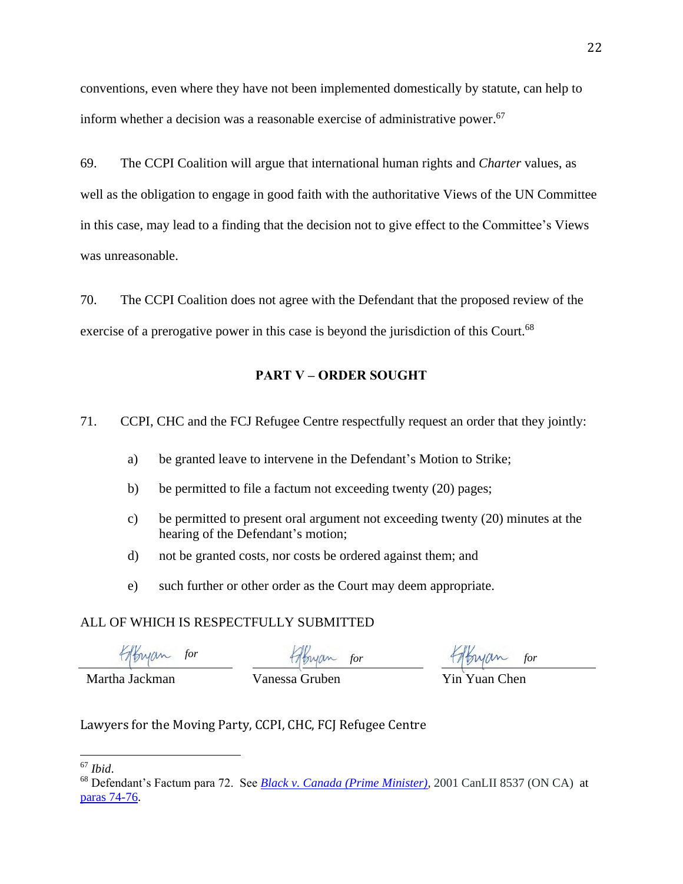conventions, even where they have not been implemented domestically by statute, can help to inform whether a decision was a reasonable exercise of administrative power.[67]

69. The CCPI Coalition will argue that international human rights and *Charter* values, as well as the obligation to engage in good faith with the authoritative Views of the UN Committee in this case, may lead to a finding that the decision not to give effect to the Committee's Views was unreasonable.

70. The CCPI Coalition does not agree with the Defendant that the proposed review of the exercise of a prerogative power in this case is beyond the jurisdiction of this Court.[68]

## PART V – ORDER SOUGHT

71. CCPI, CHC and the FCJ Refugee Centre respectfully request an order that they jointly:

a) be granted leave to intervene in the Defendant's Motion to Strike;

b) be permitted to file a factum not exceeding twenty (20) pages;

c) be permitted to present oral argument not exceeding twenty (20) minutes at the hearing of the Defendant's motion;

d) not be granted costs, nor costs be ordered against them; and

e) such further or other order as the Court may deem appropriate.

ALL OF WHICH IS RESPECTFULLY SUBMITTED

*for* Martha Jackman

*for* Vanessa Gruben

*for* Yin Yuan Chen

Lawyers for the Moving Party, CCPI, CHC, FCJ Refugee Centre

---

[67] *Ibid*.

[68] Defendant's Factum para 72. See *Black v. Canada (Prime Minister)*, 2001 CanLII 8537 (ON CA) at paras 74-76.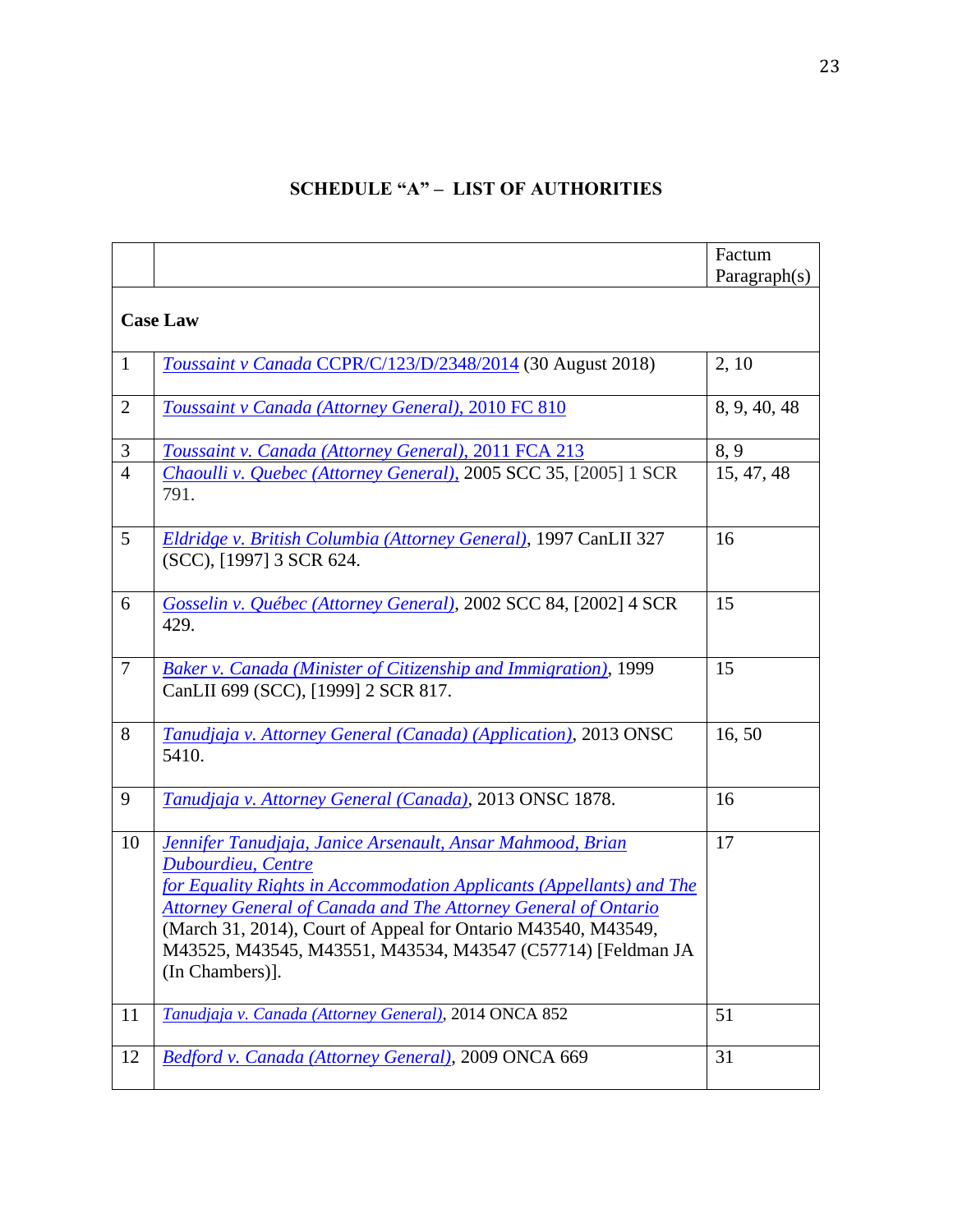**SCHEDULE "A" – LIST OF AUTHORITIES**

| | | Factum Paragraph(s) |
|---|---|---|
| **Case Law** | | |
| 1 | *Toussaint v Canada* CCPR/C/123/D/2348/2014 (30 August 2018) | 2, 10 |
| 2 | *Toussaint v Canada (Attorney General)*, 2010 FC 810 | 8, 9, 40, 48 |
| 3 | *Toussaint v. Canada (Attorney General)*, 2011 FCA 213 | 8, 9 |
| 4 | *Chaoulli v. Quebec (Attorney General)*, 2005 SCC 35, [2005] 1 SCR 791. | 15, 47, 48 |
| 5 | *Eldridge v. British Columbia (Attorney General)*, 1997 CanLII 327 (SCC), [1997] 3 SCR 624. | 16 |
| 6 | *Gosselin v. Québec (Attorney General)*, 2002 SCC 84, [2002] 4 SCR 429. | 15 |
| 7 | *Baker v. Canada (Minister of Citizenship and Immigration)*, 1999 CanLII 699 (SCC), [1999] 2 SCR 817. | 15 |
| 8 | *Tanudjaja v. Attorney General (Canada) (Application)*, 2013 ONSC 5410. | 16, 50 |
| 9 | *Tanudjaja v. Attorney General (Canada)*, 2013 ONSC 1878. | 16 |
| 10 | *Jennifer Tanudjaja, Janice Arsenault, Ansar Mahmood, Brian Dubourdieu, Centre for Equality Rights in Accommodation Applicants (Appellants) and The Attorney General of Canada and The Attorney General of Ontario* (March 31, 2014), Court of Appeal for Ontario M43540, M43549, M43525, M43545, M43551, M43534, M43547 (C57714) [Feldman JA (In Chambers)]. | 17 |
| 11 | *Tanudjaja v. Canada (Attorney General)*, 2014 ONCA 852 | 51 |
| 12 | *Bedford v. Canada (Attorney General)*, 2009 ONCA 669 | 31 |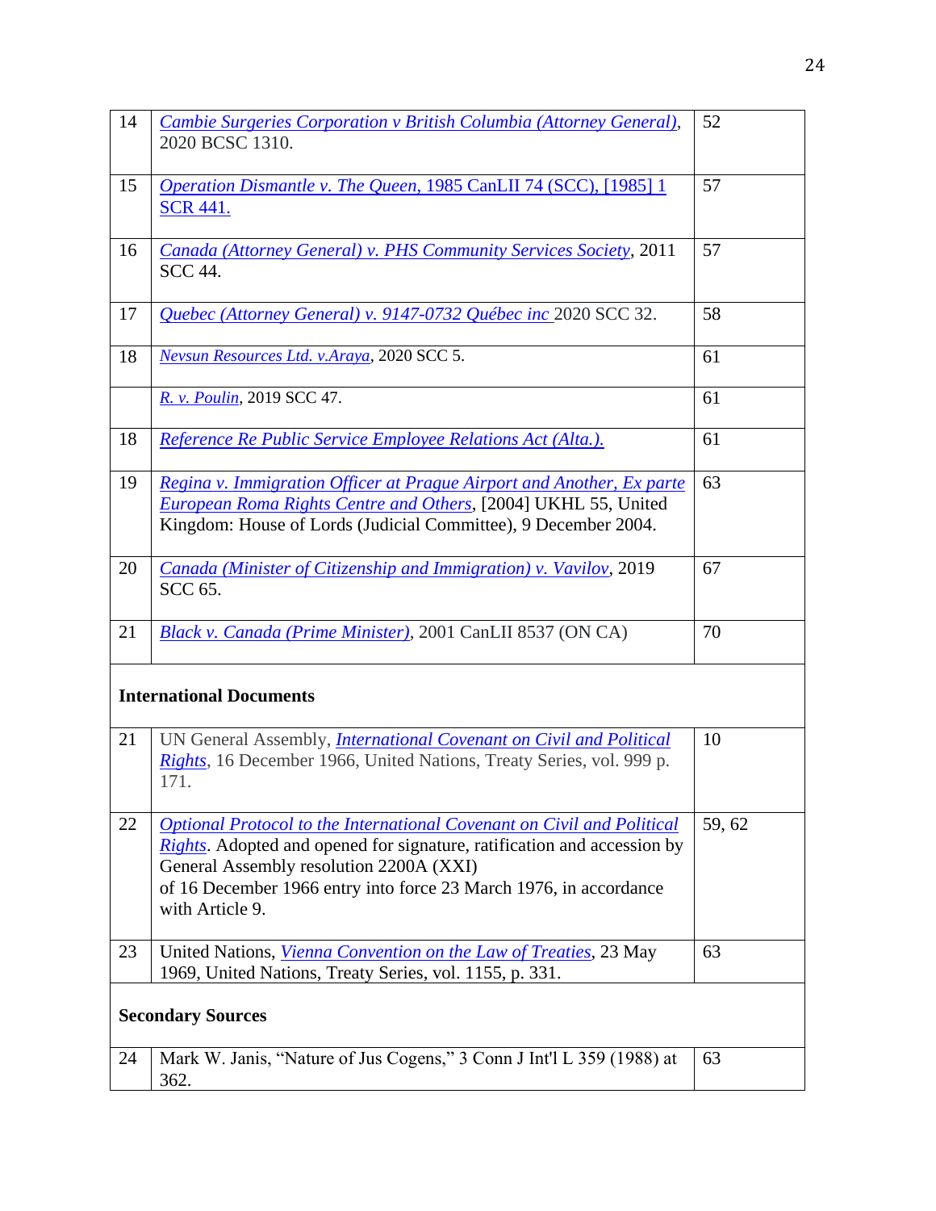| | | |
|---|---|---|
| 14 | *Cambie Surgeries Corporation v British Columbia (Attorney General)*, 2020 BCSC 1310. | 52 |
| 15 | *Operation Dismantle v. The Queen*, 1985 CanLII 74 (SCC), [1985] 1 SCR 441. | 57 |
| 16 | *Canada (Attorney General) v. PHS Community Services Society*, 2011 SCC 44. | 57 |
| 17 | *Quebec (Attorney General) v. 9147-0732 Québec inc* 2020 SCC 32. | 58 |
| 18 | *Nevsun Resources Ltd. v.Araya*, 2020 SCC 5. | 61 |
| | *R. v. Poulin*, 2019 SCC 47. | 61 |
| 18 | *Reference Re Public Service Employee Relations Act (Alta.).* | 61 |
| 19 | *Regina v. Immigration Officer at Prague Airport and Another, Ex parte European Roma Rights Centre and Others*, [2004] UKHL 55, United Kingdom: House of Lords (Judicial Committee), 9 December 2004. | 63 |
| 20 | *Canada (Minister of Citizenship and Immigration) v. Vavilov*, 2019 SCC 65. | 67 |
| 21 | *Black v. Canada (Prime Minister)*, 2001 CanLII 8537 (ON CA) | 70 |
| **International Documents** | | |
| 21 | UN General Assembly, *International Covenant on Civil and Political Rights*, 16 December 1966, United Nations, Treaty Series, vol. 999 p. 171. | 10 |
| 22 | *Optional Protocol to the International Covenant on Civil and Political Rights*. Adopted and opened for signature, ratification and accession by General Assembly resolution 2200A (XXI) of 16 December 1966 entry into force 23 March 1976, in accordance with Article 9. | 59, 62 |
| 23 | United Nations, *Vienna Convention on the Law of Treaties*, 23 May 1969, United Nations, Treaty Series, vol. 1155, p. 331. | 63 |
| **Secondary Sources** | | |
| 24 | Mark W. Janis, "Nature of Jus Cogens," 3 Conn J Int'l L 359 (1988) at 362. | 63 |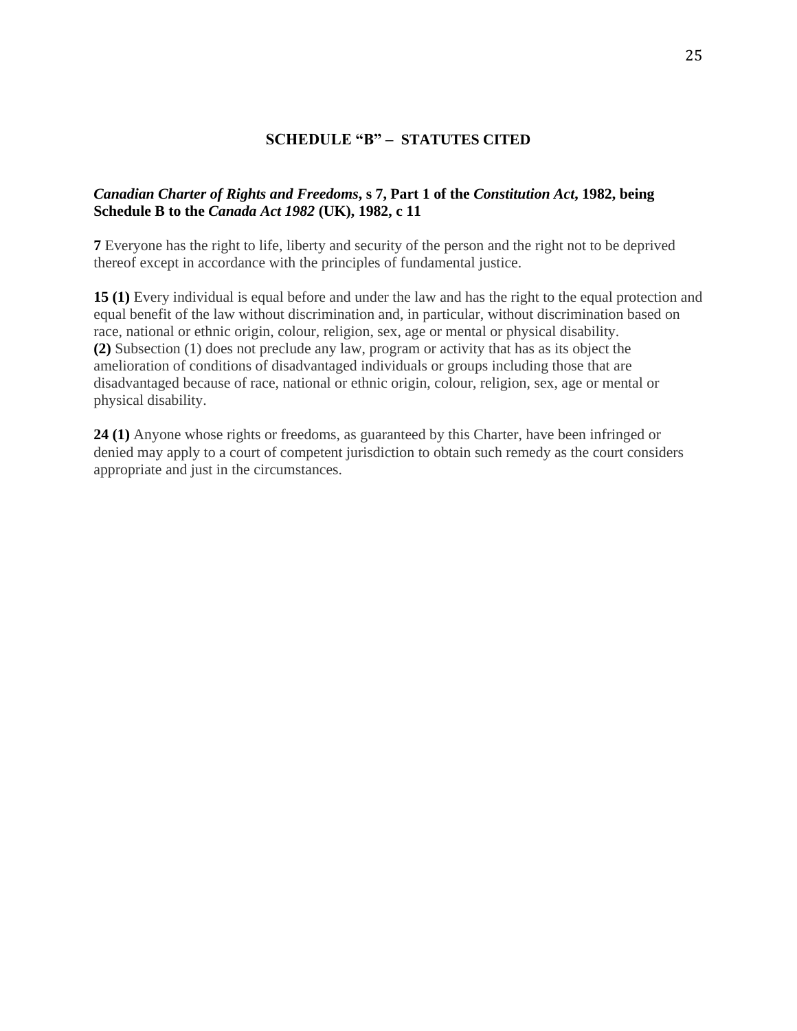## SCHEDULE "B" – STATUTES CITED

***Canadian Charter of Rights and Freedoms*, s 7, Part 1 of the *Constitution Act*, 1982, being Schedule B to the *Canada Act 1982* (UK), 1982, c 11**

**7** Everyone has the right to life, liberty and security of the person and the right not to be deprived thereof except in accordance with the principles of fundamental justice.

**15 (1)** Every individual is equal before and under the law and has the right to the equal protection and equal benefit of the law without discrimination and, in particular, without discrimination based on race, national or ethnic origin, colour, religion, sex, age or mental or physical disability.
**(2)** Subsection (1) does not preclude any law, program or activity that has as its object the amelioration of conditions of disadvantaged individuals or groups including those that are disadvantaged because of race, national or ethnic origin, colour, religion, sex, age or mental or physical disability.

**24 (1)** Anyone whose rights or freedoms, as guaranteed by this Charter, have been infringed or denied may apply to a court of competent jurisdiction to obtain such remedy as the court considers appropriate and just in the circumstances.